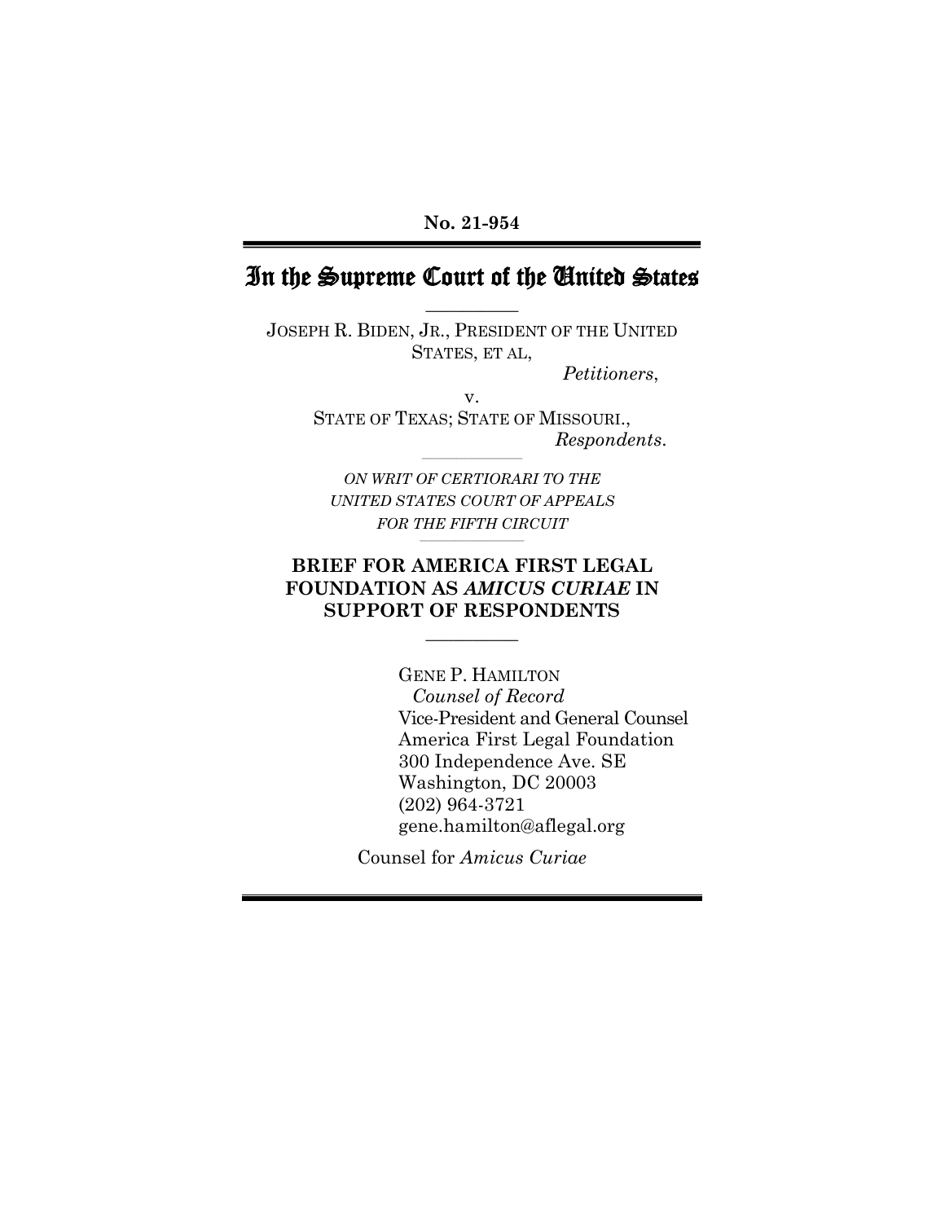No. 21-954

# In the Supreme Court of the United States

JOSEPH R. BIDEN, JR., PRESIDENT OF THE UNITED STATES, ET AL,

*Petitioners*,

v.

STATE OF TEXAS; STATE OF MISSOURI.,

*Respondents*.

*ON WRIT OF CERTIORARI TO THE UNITED STATES COURT OF APPEALS FOR THE FIFTH CIRCUIT*

**BRIEF FOR AMERICA FIRST LEGAL FOUNDATION AS *AMICUS CURIAE* IN SUPPORT OF RESPONDENTS**

GENE P. HAMILTON
*Counsel of Record*
Vice-President and General Counsel
America First Legal Foundation
300 Independence Ave. SE
Washington, DC 20003
(202) 964-3721
gene.hamilton@aflegal.org

Counsel for *Amicus Curiae*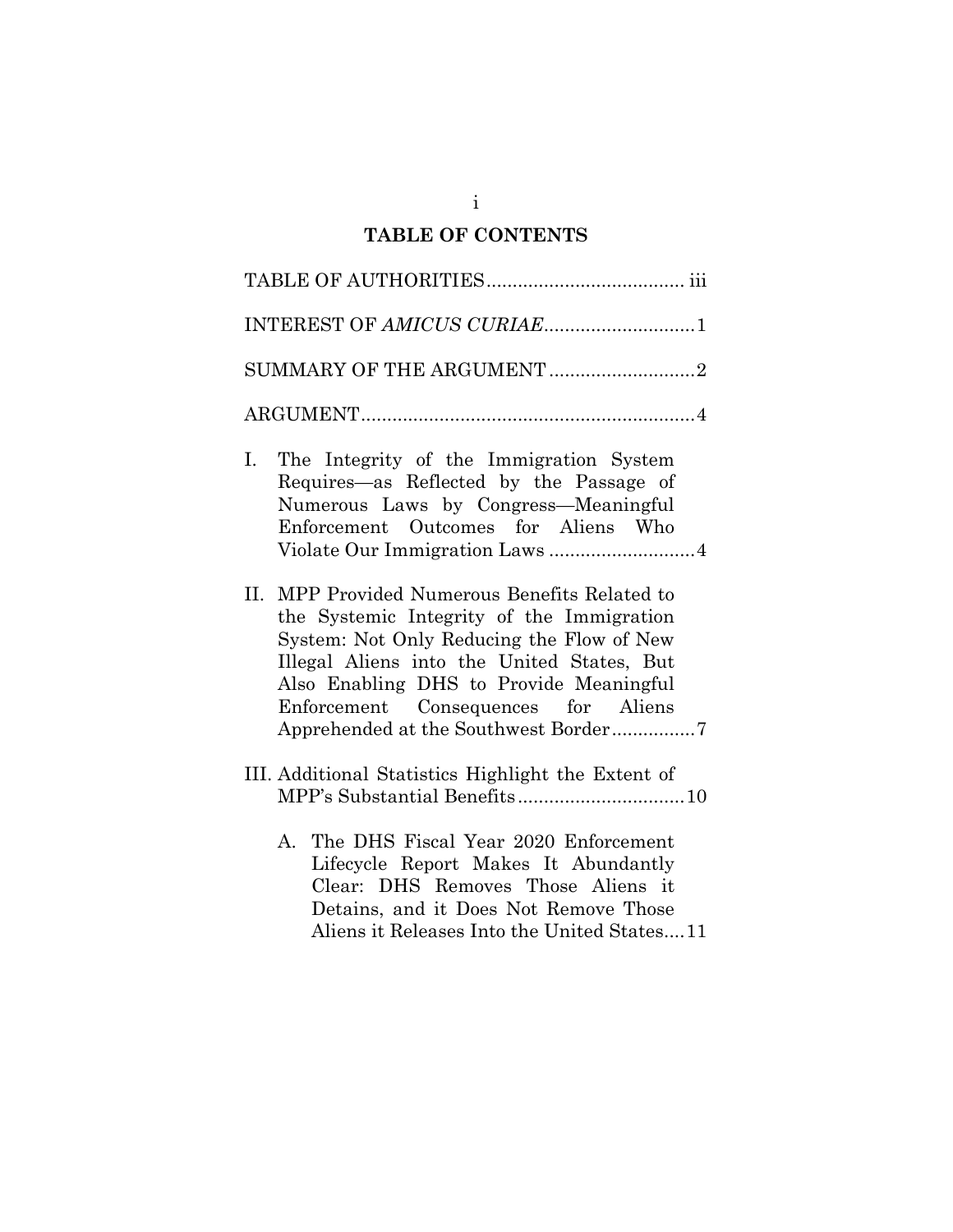## TABLE OF CONTENTS

TABLE OF AUTHORITIES ..................................... iii

INTEREST OF *AMICUS CURIAE* ............................ 1

SUMMARY OF THE ARGUMENT ............................ 2

ARGUMENT ................................................................ 4

I. The Integrity of the Immigration System Requires—as Reflected by the Passage of Numerous Laws by Congress—Meaningful Enforcement Outcomes for Aliens Who Violate Our Immigration Laws ............................ 4

II. MPP Provided Numerous Benefits Related to the Systemic Integrity of the Immigration System: Not Only Reducing the Flow of New Illegal Aliens into the United States, But Also Enabling DHS to Provide Meaningful Enforcement Consequences for Aliens Apprehended at the Southwest Border ................ 7

III. Additional Statistics Highlight the Extent of MPP's Substantial Benefits ................................ 10

   A. The DHS Fiscal Year 2020 Enforcement Lifecycle Report Makes It Abundantly Clear: DHS Removes Those Aliens it Detains, and it Does Not Remove Those Aliens it Releases Into the United States.... 11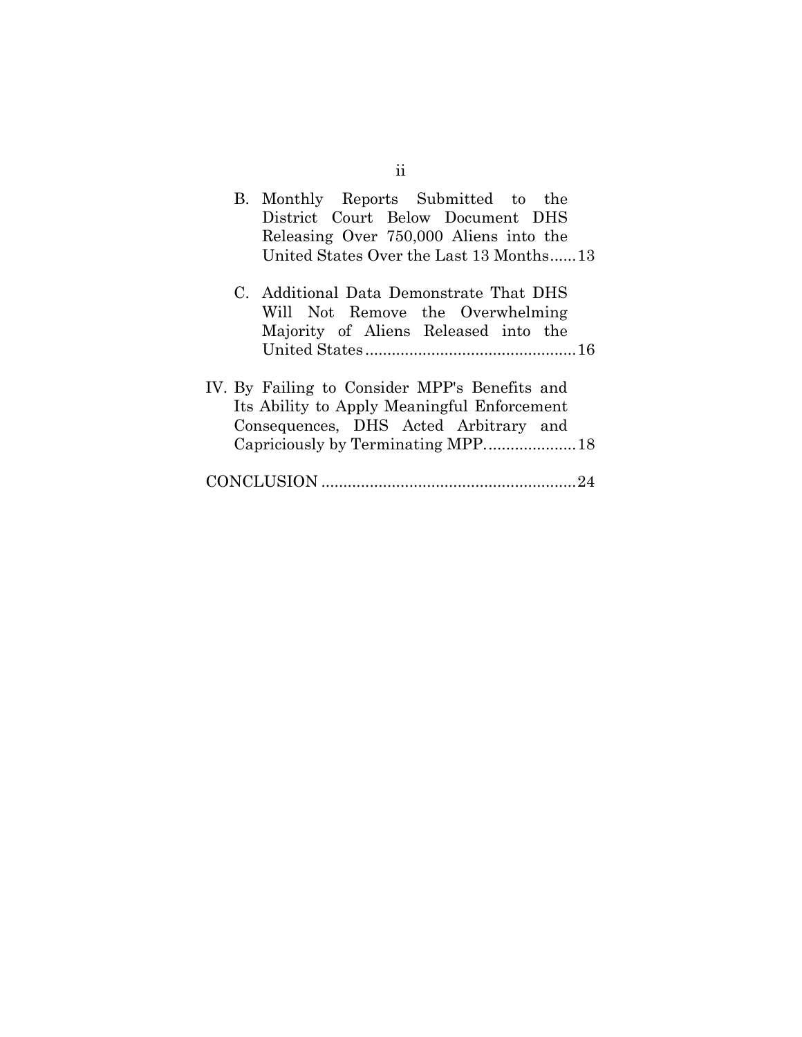B. Monthly Reports Submitted to the District Court Below Document DHS Releasing Over 750,000 Aliens into the United States Over the Last 13 Months......13

C. Additional Data Demonstrate That DHS Will Not Remove the Overwhelming Majority of Aliens Released into the United States................................................16

IV. By Failing to Consider MPP's Benefits and Its Ability to Apply Meaningful Enforcement Consequences, DHS Acted Arbitrary and Capriciously by Terminating MPP....................18

CONCLUSION ..........................................................24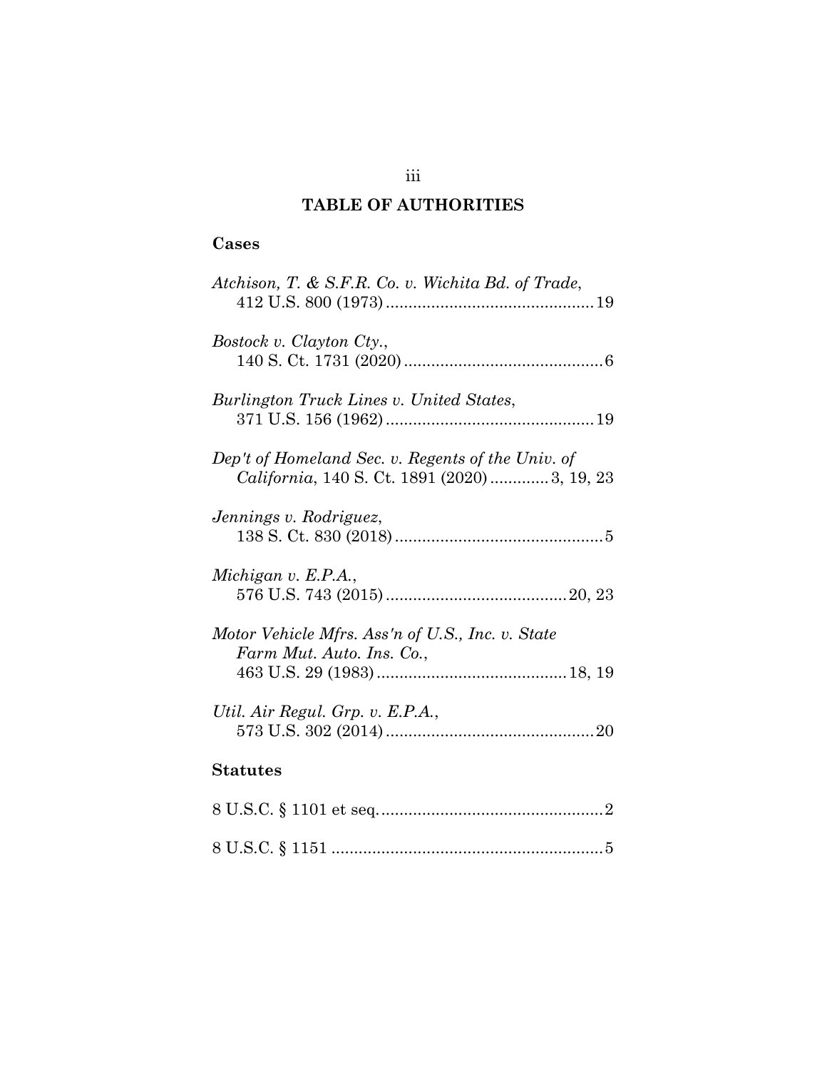# TABLE OF AUTHORITIES

## Cases

*Atchison, T. & S.F.R. Co. v. Wichita Bd. of Trade*, 412 U.S. 800 (1973) .............................................19

*Bostock v. Clayton Cty.*, 140 S. Ct. 1731 (2020) ............................................6

*Burlington Truck Lines v. United States*, 371 U.S. 156 (1962) .............................................19

*Dep't of Homeland Sec. v. Regents of the Univ. of California*, 140 S. Ct. 1891 (2020) ............3, 19, 23

*Jennings v. Rodriguez*, 138 S. Ct. 830 (2018) ..............................................5

*Michigan v. E.P.A.*, 576 U.S. 743 (2015) ........................................20, 23

*Motor Vehicle Mfrs. Ass'n of U.S., Inc. v. State Farm Mut. Auto. Ins. Co.*, 463 U.S. 29 (1983) ..........................................18, 19

*Util. Air Regul. Grp. v. E.P.A.*, 573 U.S. 302 (2014) ..............................................20

## Statutes

8 U.S.C. § 1101 et seq. .................................................2

8 U.S.C. § 1151 ...........................................................5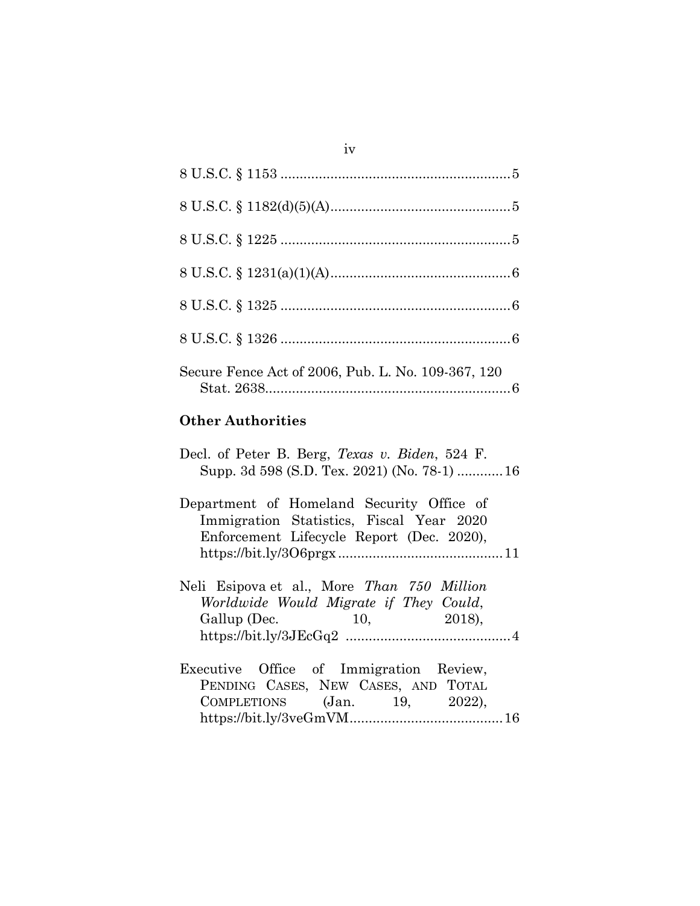8 U.S.C. § 1153 ............................................................5

8 U.S.C. § 1182(d)(5)(A)...............................................5

8 U.S.C. § 1225 ............................................................5

8 U.S.C. § 1231(a)(1)(A)...............................................6

8 U.S.C. § 1325 ............................................................6

8 U.S.C. § 1326 ............................................................6

Secure Fence Act of 2006, Pub. L. No. 109-367, 120 Stat. 2638................................................................6

**Other Authorities**

Decl. of Peter B. Berg, *Texas v. Biden*, 524 F. Supp. 3d 598 (S.D. Tex. 2021) (No. 78-1) ............16

Department of Homeland Security Office of Immigration Statistics, Fiscal Year 2020 Enforcement Lifecycle Report (Dec. 2020), https://bit.ly/3O6prgx...........................................11

Neli Esipova et al., More *Than 750 Million Worldwide Would Migrate if They Could*, Gallup (Dec. 10, 2018), https://bit.ly/3JEcGq2 ...........................................4

Executive Office of Immigration Review, PENDING CASES, NEW CASES, AND TOTAL COMPLETIONS (Jan. 19, 2022), https://bit.ly/3veGmVM........................................16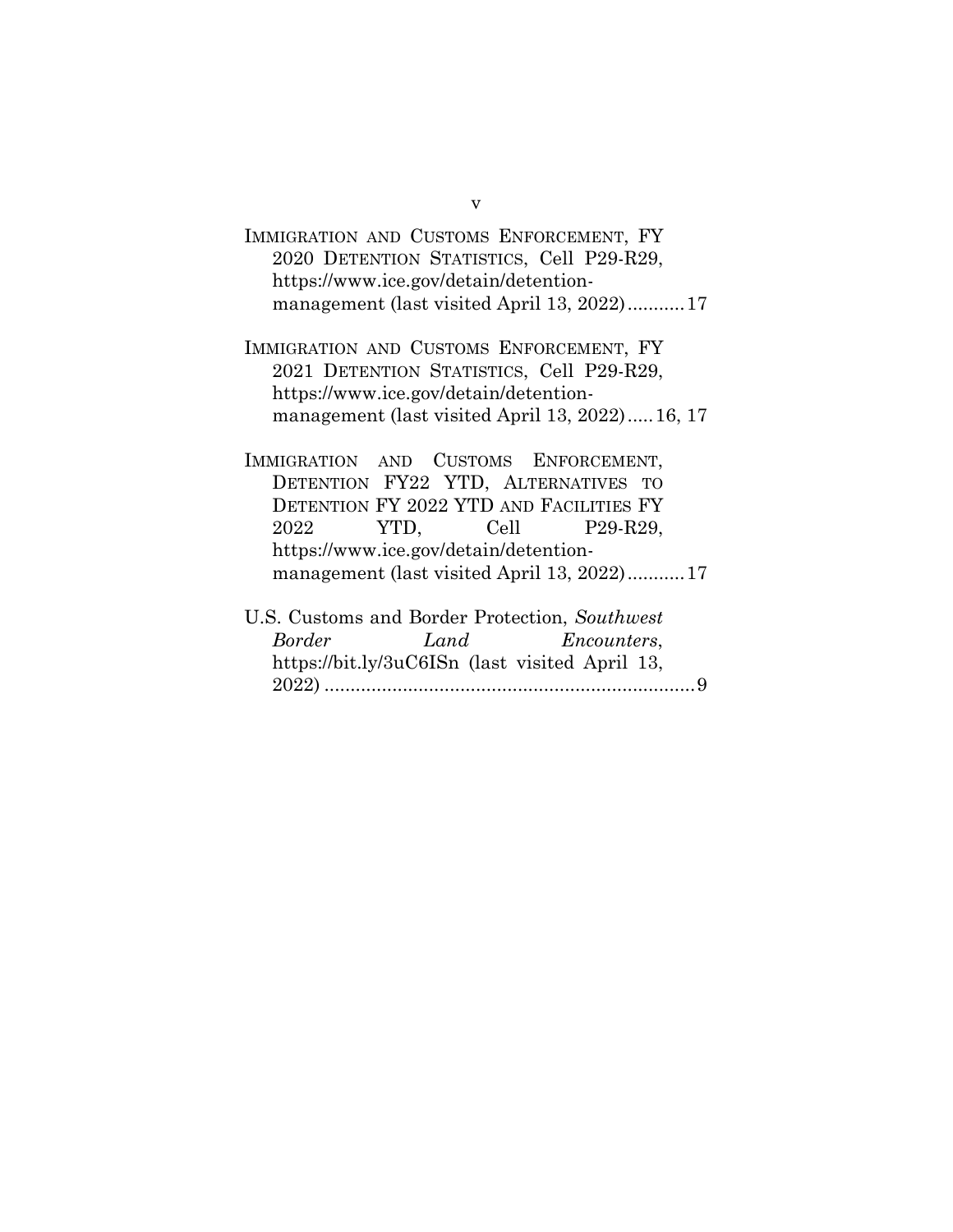IMMIGRATION AND CUSTOMS ENFORCEMENT, FY 2020 DETENTION STATISTICS, Cell P29-R29, https://www.ice.gov/detain/detention-management (last visited April 13, 2022)...........17

IMMIGRATION AND CUSTOMS ENFORCEMENT, FY 2021 DETENTION STATISTICS, Cell P29-R29, https://www.ice.gov/detain/detention-management (last visited April 13, 2022).....16, 17

IMMIGRATION AND CUSTOMS ENFORCEMENT, DETENTION FY22 YTD, ALTERNATIVES TO DETENTION FY 2022 YTD AND FACILITIES FY 2022 YTD, Cell P29-R29, https://www.ice.gov/detain/detention-management (last visited April 13, 2022)...........17

U.S. Customs and Border Protection, *Southwest Border Land Encounters*, https://bit.ly/3uC6ISn (last visited April 13, 2022) .......................................................................9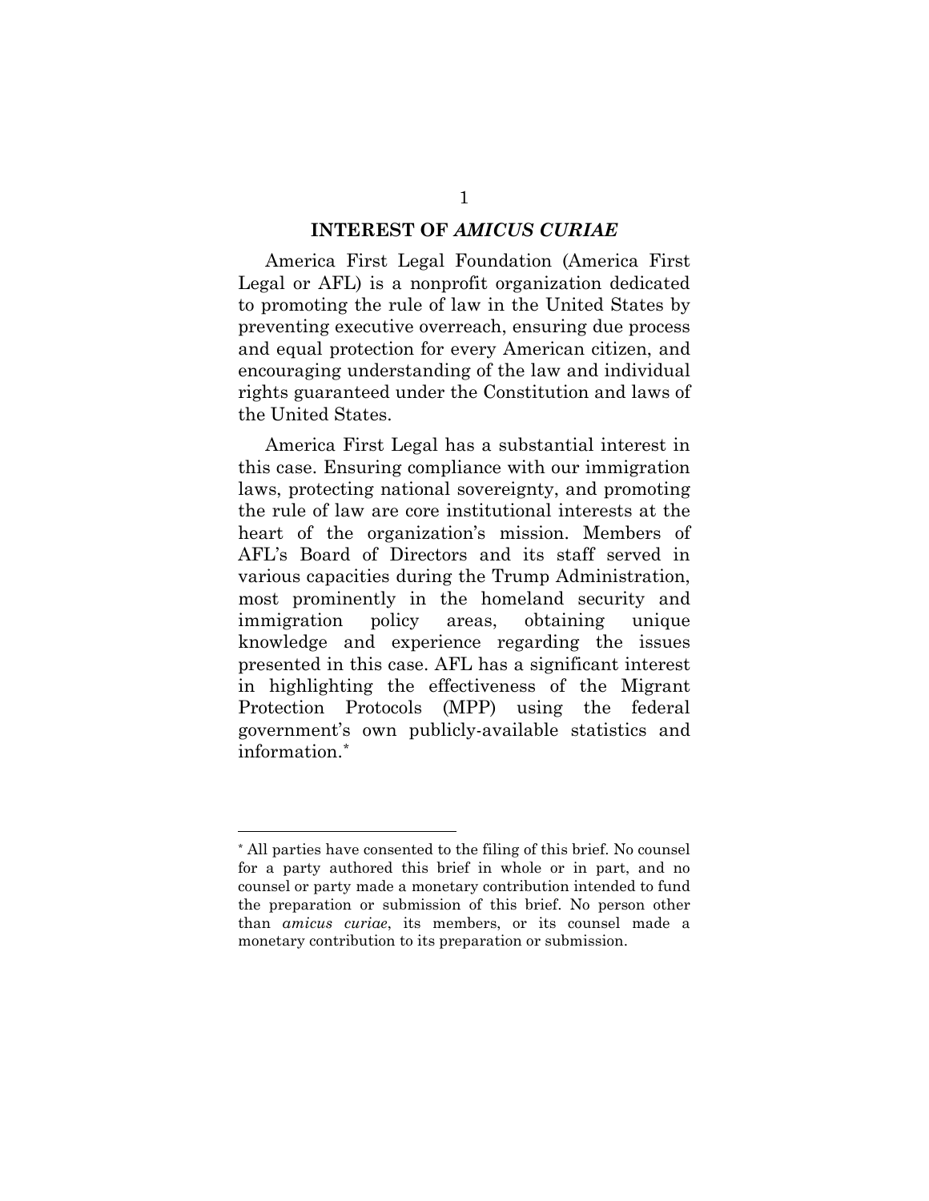## INTEREST OF *AMICUS CURIAE*

America First Legal Foundation (America First Legal or AFL) is a nonprofit organization dedicated to promoting the rule of law in the United States by preventing executive overreach, ensuring due process and equal protection for every American citizen, and encouraging understanding of the law and individual rights guaranteed under the Constitution and laws of the United States.

America First Legal has a substantial interest in this case. Ensuring compliance with our immigration laws, protecting national sovereignty, and promoting the rule of law are core institutional interests at the heart of the organization's mission. Members of AFL's Board of Directors and its staff served in various capacities during the Trump Administration, most prominently in the homeland security and immigration policy areas, obtaining unique knowledge and experience regarding the issues presented in this case. AFL has a significant interest in highlighting the effectiveness of the Migrant Protection Protocols (MPP) using the federal government's own publicly-available statistics and information.[*]

---

[*] All parties have consented to the filing of this brief. No counsel for a party authored this brief in whole or in part, and no counsel or party made a monetary contribution intended to fund the preparation or submission of this brief. No person other than *amicus curiae*, its members, or its counsel made a monetary contribution to its preparation or submission.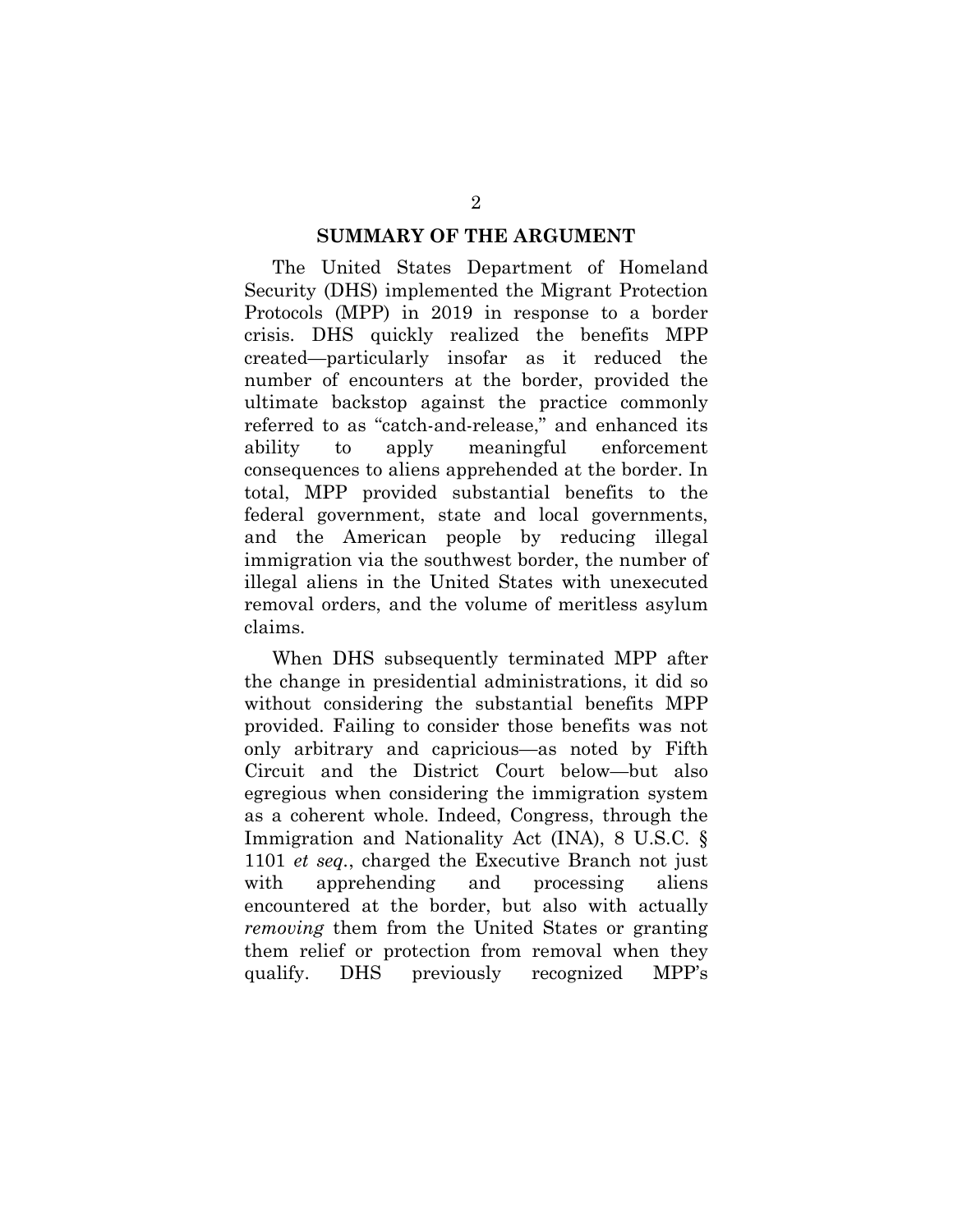## SUMMARY OF THE ARGUMENT

The United States Department of Homeland Security (DHS) implemented the Migrant Protection Protocols (MPP) in 2019 in response to a border crisis. DHS quickly realized the benefits MPP created—particularly insofar as it reduced the number of encounters at the border, provided the ultimate backstop against the practice commonly referred to as "catch-and-release," and enhanced its ability to apply meaningful enforcement consequences to aliens apprehended at the border. In total, MPP provided substantial benefits to the federal government, state and local governments, and the American people by reducing illegal immigration via the southwest border, the number of illegal aliens in the United States with unexecuted removal orders, and the volume of meritless asylum claims.

When DHS subsequently terminated MPP after the change in presidential administrations, it did so without considering the substantial benefits MPP provided. Failing to consider those benefits was not only arbitrary and capricious—as noted by Fifth Circuit and the District Court below—but also egregious when considering the immigration system as a coherent whole. Indeed, Congress, through the Immigration and Nationality Act (INA), 8 U.S.C. § 1101 *et seq.*, charged the Executive Branch not just with apprehending and processing aliens encountered at the border, but also with actually *removing* them from the United States or granting them relief or protection from removal when they qualify. DHS previously recognized MPP's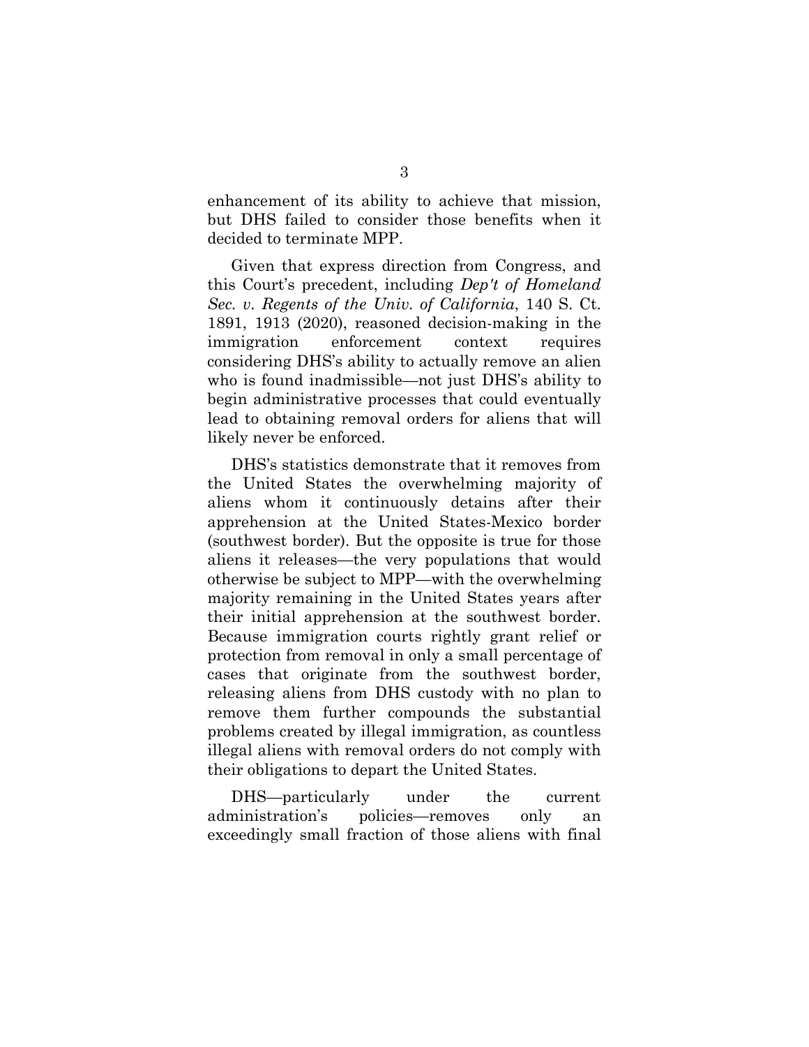enhancement of its ability to achieve that mission, but DHS failed to consider those benefits when it decided to terminate MPP.

Given that express direction from Congress, and this Court's precedent, including *Dep't of Homeland Sec. v. Regents of the Univ. of California*, 140 S. Ct. 1891, 1913 (2020), reasoned decision-making in the immigration enforcement context requires considering DHS's ability to actually remove an alien who is found inadmissible—not just DHS's ability to begin administrative processes that could eventually lead to obtaining removal orders for aliens that will likely never be enforced.

DHS's statistics demonstrate that it removes from the United States the overwhelming majority of aliens whom it continuously detains after their apprehension at the United States-Mexico border (southwest border). But the opposite is true for those aliens it releases—the very populations that would otherwise be subject to MPP—with the overwhelming majority remaining in the United States years after their initial apprehension at the southwest border. Because immigration courts rightly grant relief or protection from removal in only a small percentage of cases that originate from the southwest border, releasing aliens from DHS custody with no plan to remove them further compounds the substantial problems created by illegal immigration, as countless illegal aliens with removal orders do not comply with their obligations to depart the United States.

DHS—particularly under the current administration's policies—removes only an exceedingly small fraction of those aliens with final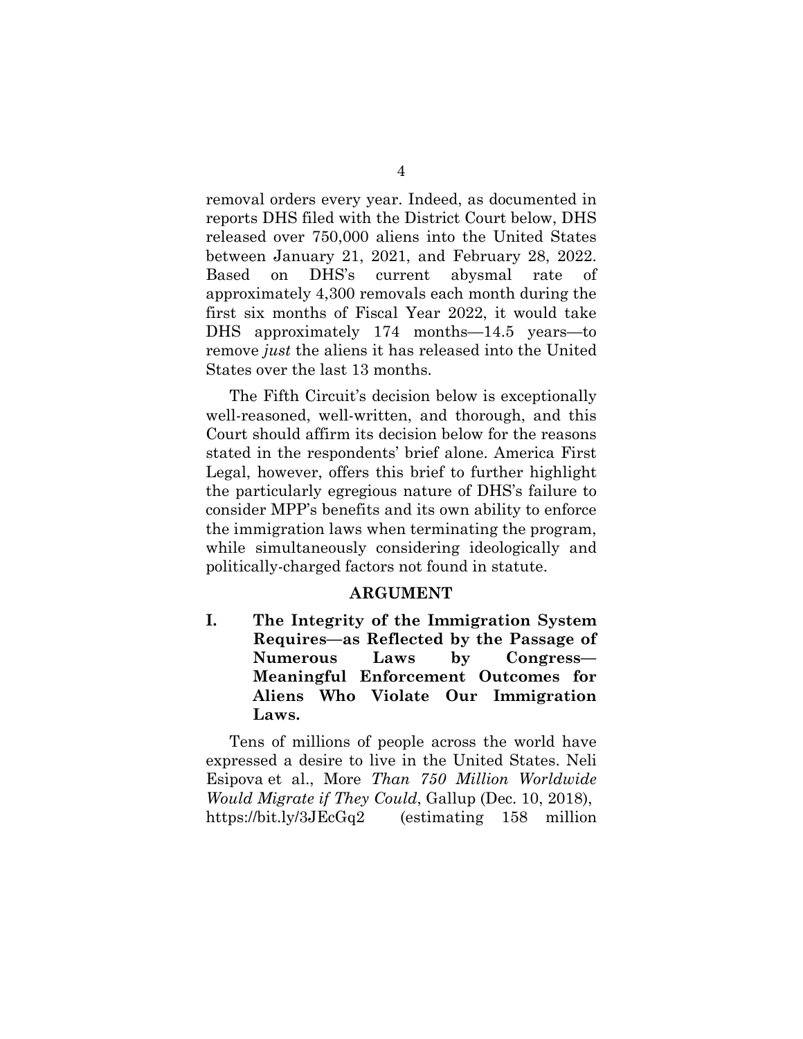removal orders every year. Indeed, as documented in reports DHS filed with the District Court below, DHS released over 750,000 aliens into the United States between January 21, 2021, and February 28, 2022. Based on DHS's current abysmal rate of approximately 4,300 removals each month during the first six months of Fiscal Year 2022, it would take DHS approximately 174 months—14.5 years—to remove *just* the aliens it has released into the United States over the last 13 months.

The Fifth Circuit's decision below is exceptionally well-reasoned, well-written, and thorough, and this Court should affirm its decision below for the reasons stated in the respondents' brief alone. America First Legal, however, offers this brief to further highlight the particularly egregious nature of DHS's failure to consider MPP's benefits and its own ability to enforce the immigration laws when terminating the program, while simultaneously considering ideologically and politically-charged factors not found in statute.

## ARGUMENT

### I. The Integrity of the Immigration System Requires—as Reflected by the Passage of Numerous Laws by Congress—Meaningful Enforcement Outcomes for Aliens Who Violate Our Immigration Laws.

Tens of millions of people across the world have expressed a desire to live in the United States. Neli Esipova et al., More *Than 750 Million Worldwide Would Migrate if They Could*, Gallup (Dec. 10, 2018), https://bit.ly/3JEcGq2 (estimating 158 million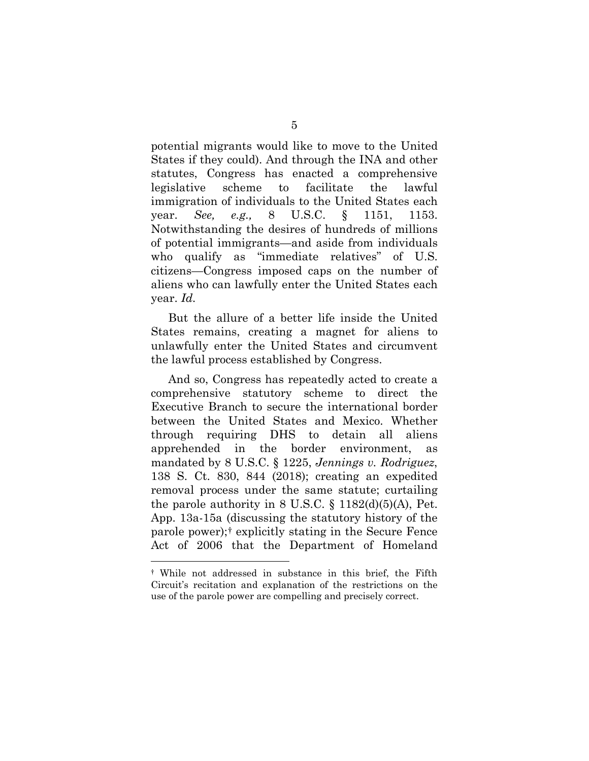potential migrants would like to move to the United States if they could). And through the INA and other statutes, Congress has enacted a comprehensive legislative scheme to facilitate the lawful immigration of individuals to the United States each year. *See, e.g.,* 8 U.S.C. § 1151, 1153. Notwithstanding the desires of hundreds of millions of potential immigrants—and aside from individuals who qualify as "immediate relatives" of U.S. citizens—Congress imposed caps on the number of aliens who can lawfully enter the United States each year. *Id.*

But the allure of a better life inside the United States remains, creating a magnet for aliens to unlawfully enter the United States and circumvent the lawful process established by Congress.

And so, Congress has repeatedly acted to create a comprehensive statutory scheme to direct the Executive Branch to secure the international border between the United States and Mexico. Whether through requiring DHS to detain all aliens apprehended in the border environment, as mandated by 8 U.S.C. § 1225, *Jennings v. Rodriguez*, 138 S. Ct. 830, 844 (2018); creating an expedited removal process under the same statute; curtailing the parole authority in 8 U.S.C. § 1182(d)(5)(A), Pet. App. 13a-15a (discussing the statutory history of the parole power);[†] explicitly stating in the Secure Fence Act of 2006 that the Department of Homeland

[†] While not addressed in substance in this brief, the Fifth Circuit's recitation and explanation of the restrictions on the use of the parole power are compelling and precisely correct.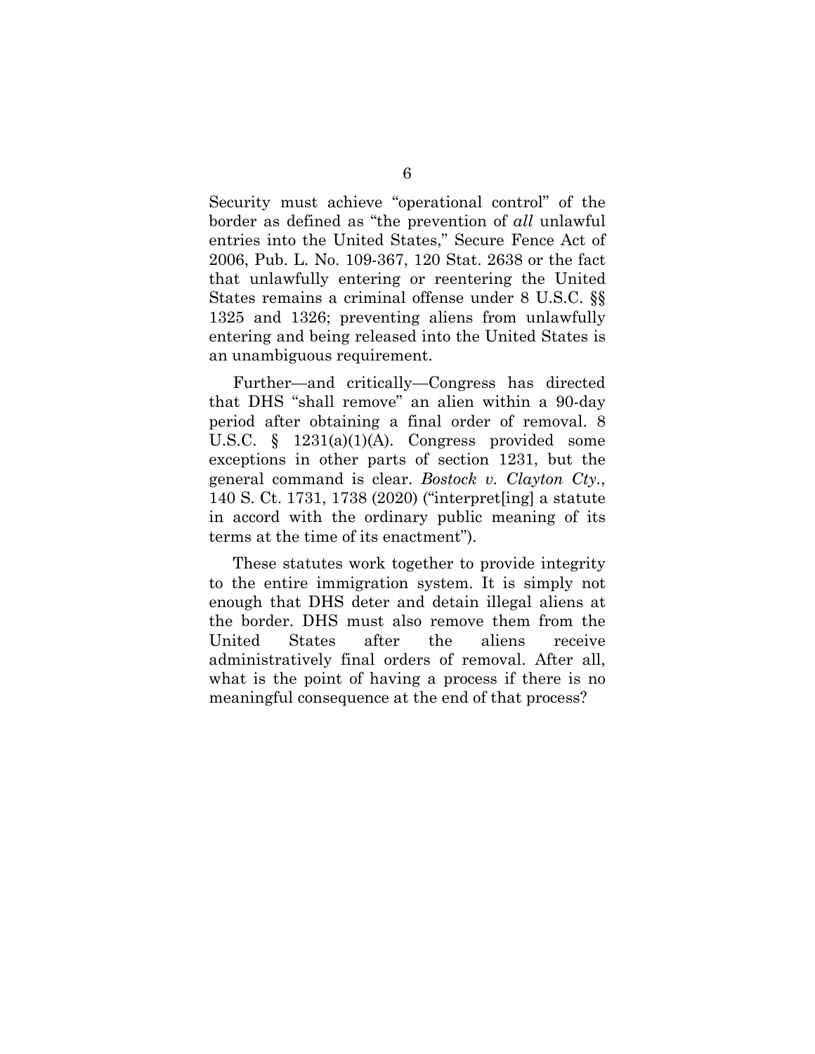Security must achieve "operational control" of the border as defined as "the prevention of *all* unlawful entries into the United States," Secure Fence Act of 2006, Pub. L. No. 109-367, 120 Stat. 2638 or the fact that unlawfully entering or reentering the United States remains a criminal offense under 8 U.S.C. §§ 1325 and 1326; preventing aliens from unlawfully entering and being released into the United States is an unambiguous requirement.

Further—and critically—Congress has directed that DHS "shall remove" an alien within a 90-day period after obtaining a final order of removal. 8 U.S.C. § 1231(a)(1)(A). Congress provided some exceptions in other parts of section 1231, but the general command is clear. *Bostock v. Clayton Cty.*, 140 S. Ct. 1731, 1738 (2020) ("interpret[ing] a statute in accord with the ordinary public meaning of its terms at the time of its enactment").

These statutes work together to provide integrity to the entire immigration system. It is simply not enough that DHS deter and detain illegal aliens at the border. DHS must also remove them from the United States after the aliens receive administratively final orders of removal. After all, what is the point of having a process if there is no meaningful consequence at the end of that process?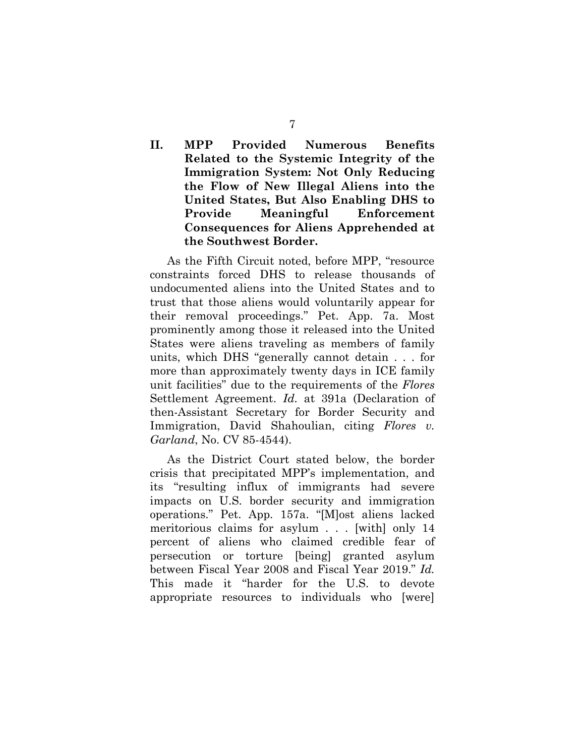## II. MPP Provided Numerous Benefits Related to the Systemic Integrity of the Immigration System: Not Only Reducing the Flow of New Illegal Aliens into the United States, But Also Enabling DHS to Provide Meaningful Enforcement Consequences for Aliens Apprehended at the Southwest Border.

As the Fifth Circuit noted, before MPP, "resource constraints forced DHS to release thousands of undocumented aliens into the United States and to trust that those aliens would voluntarily appear for their removal proceedings." Pet. App. 7a. Most prominently among those it released into the United States were aliens traveling as members of family units, which DHS "generally cannot detain . . . for more than approximately twenty days in ICE family unit facilities" due to the requirements of the *Flores* Settlement Agreement. *Id.* at 391a (Declaration of then-Assistant Secretary for Border Security and Immigration, David Shahoulian, citing *Flores v. Garland*, No. CV 85-4544).

As the District Court stated below, the border crisis that precipitated MPP's implementation, and its "resulting influx of immigrants had severe impacts on U.S. border security and immigration operations." Pet. App. 157a. "[M]ost aliens lacked meritorious claims for asylum . . . [with] only 14 percent of aliens who claimed credible fear of persecution or torture [being] granted asylum between Fiscal Year 2008 and Fiscal Year 2019." *Id.* This made it "harder for the U.S. to devote appropriate resources to individuals who [were]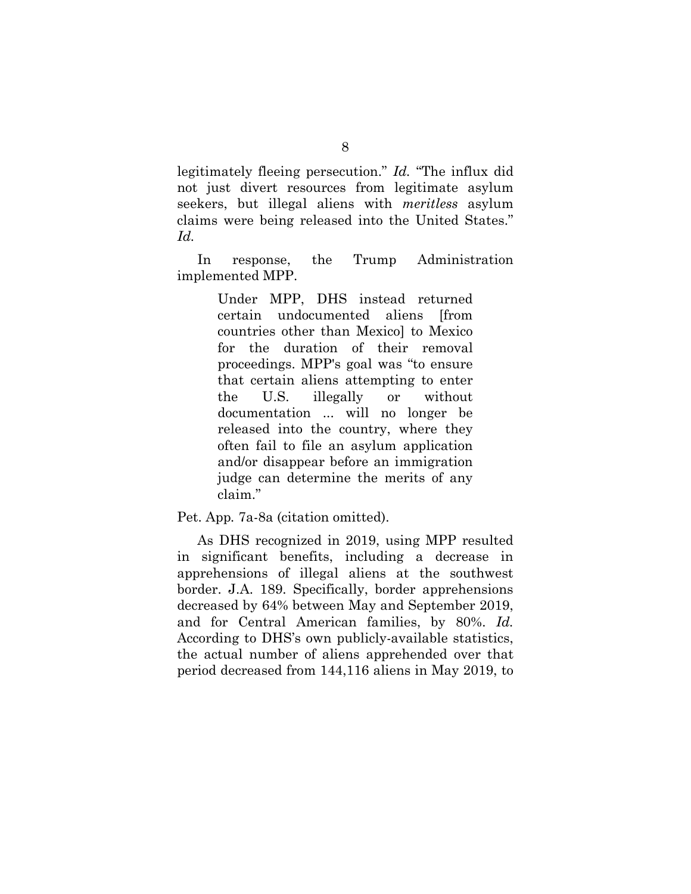legitimately fleeing persecution." *Id.* "The influx did not just divert resources from legitimate asylum seekers, but illegal aliens with *meritless* asylum claims were being released into the United States." *Id.*

In response, the Trump Administration implemented MPP.

> Under MPP, DHS instead returned certain undocumented aliens [from countries other than Mexico] to Mexico for the duration of their removal proceedings. MPP's goal was "to ensure that certain aliens attempting to enter the U.S. illegally or without documentation ... will no longer be released into the country, where they often fail to file an asylum application and/or disappear before an immigration judge can determine the merits of any claim."

Pet. App. 7a-8a (citation omitted).

As DHS recognized in 2019, using MPP resulted in significant benefits, including a decrease in apprehensions of illegal aliens at the southwest border. J.A. 189. Specifically, border apprehensions decreased by 64% between May and September 2019, and for Central American families, by 80%. *Id.* According to DHS's own publicly-available statistics, the actual number of aliens apprehended over that period decreased from 144,116 aliens in May 2019, to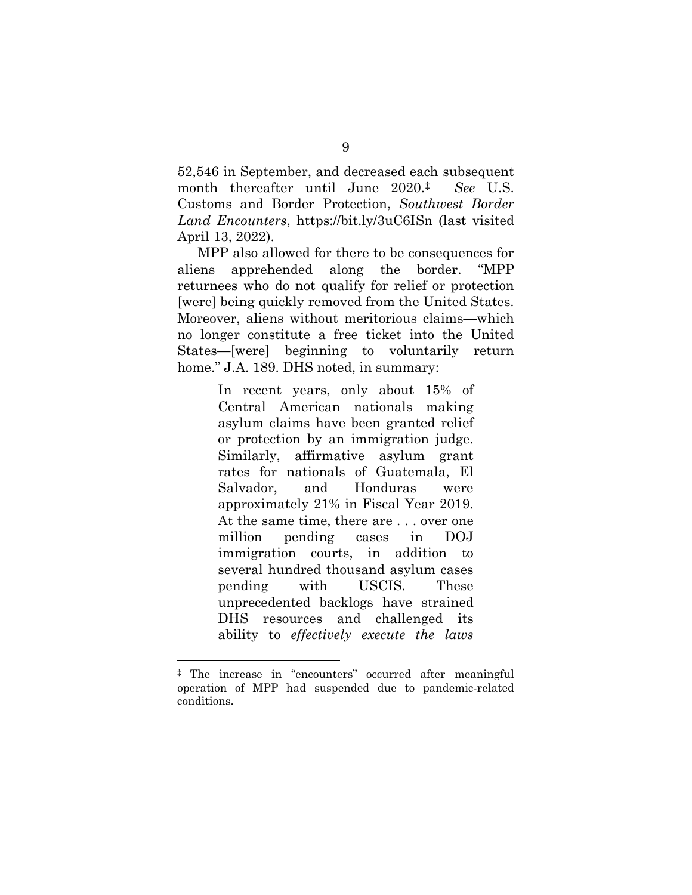52,546 in September, and decreased each subsequent month thereafter until June 2020.‡ *See* U.S. Customs and Border Protection, *Southwest Border Land Encounters*, https://bit.ly/3uC6ISn (last visited April 13, 2022).

MPP also allowed for there to be consequences for aliens apprehended along the border. "MPP returnees who do not qualify for relief or protection [were] being quickly removed from the United States. Moreover, aliens without meritorious claims—which no longer constitute a free ticket into the United States—[were] beginning to voluntarily return home." J.A. 189. DHS noted, in summary:

> In recent years, only about 15% of Central American nationals making asylum claims have been granted relief or protection by an immigration judge. Similarly, affirmative asylum grant rates for nationals of Guatemala, El Salvador, and Honduras were approximately 21% in Fiscal Year 2019. At the same time, there are . . . over one million pending cases in DOJ immigration courts, in addition to several hundred thousand asylum cases pending with USCIS. These unprecedented backlogs have strained DHS resources and challenged its ability to *effectively execute the laws*

---

‡ The increase in "encounters" occurred after meaningful operation of MPP had suspended due to pandemic-related conditions.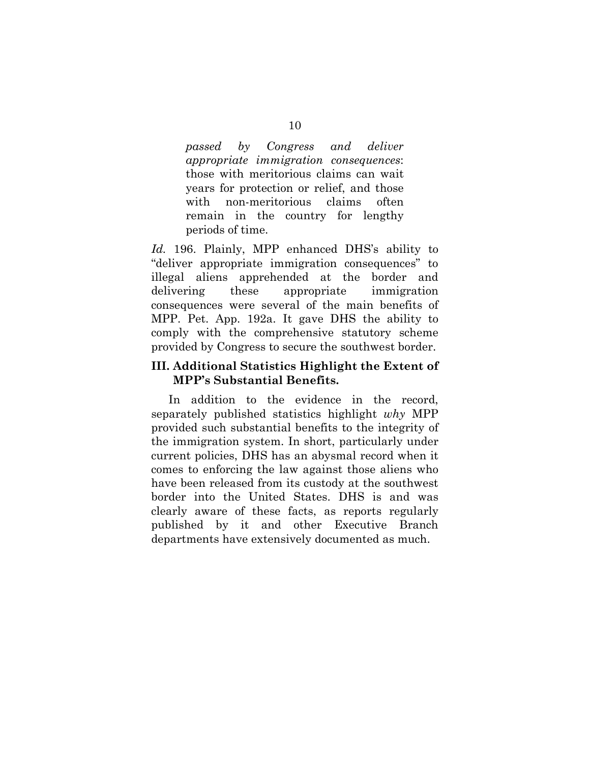> *passed by Congress and deliver appropriate immigration consequences*: those with meritorious claims can wait years for protection or relief, and those with non-meritorious claims often remain in the country for lengthy periods of time.

*Id.* 196. Plainly, MPP enhanced DHS's ability to "deliver appropriate immigration consequences" to illegal aliens apprehended at the border and delivering these appropriate immigration consequences were several of the main benefits of MPP. Pet. App. 192a. It gave DHS the ability to comply with the comprehensive statutory scheme provided by Congress to secure the southwest border.

## III. Additional Statistics Highlight the Extent of MPP's Substantial Benefits.

In addition to the evidence in the record, separately published statistics highlight *why* MPP provided such substantial benefits to the integrity of the immigration system. In short, particularly under current policies, DHS has an abysmal record when it comes to enforcing the law against those aliens who have been released from its custody at the southwest border into the United States. DHS is and was clearly aware of these facts, as reports regularly published by it and other Executive Branch departments have extensively documented as much.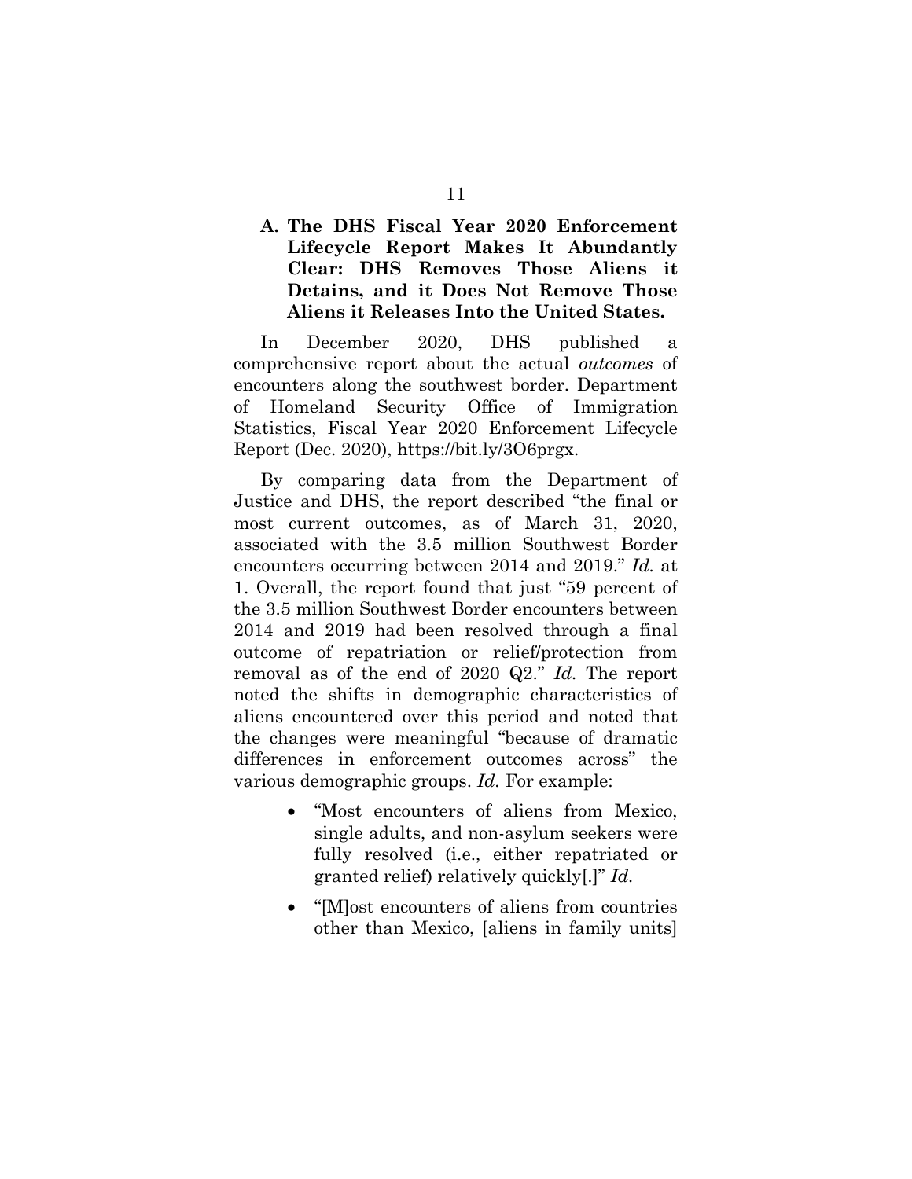### A. The DHS Fiscal Year 2020 Enforcement Lifecycle Report Makes It Abundantly Clear: DHS Removes Those Aliens it Detains, and it Does Not Remove Those Aliens it Releases Into the United States.

In December 2020, DHS published a comprehensive report about the actual *outcomes* of encounters along the southwest border. Department of Homeland Security Office of Immigration Statistics, Fiscal Year 2020 Enforcement Lifecycle Report (Dec. 2020), https://bit.ly/3O6prgx.

By comparing data from the Department of Justice and DHS, the report described "the final or most current outcomes, as of March 31, 2020, associated with the 3.5 million Southwest Border encounters occurring between 2014 and 2019." *Id.* at 1. Overall, the report found that just "59 percent of the 3.5 million Southwest Border encounters between 2014 and 2019 had been resolved through a final outcome of repatriation or relief/protection from removal as of the end of 2020 Q2." *Id.* The report noted the shifts in demographic characteristics of aliens encountered over this period and noted that the changes were meaningful "because of dramatic differences in enforcement outcomes across" the various demographic groups. *Id.* For example:

- "Most encounters of aliens from Mexico, single adults, and non-asylum seekers were fully resolved (i.e., either repatriated or granted relief) relatively quickly[.]" *Id.*
- "[M]ost encounters of aliens from countries other than Mexico, [aliens in family units]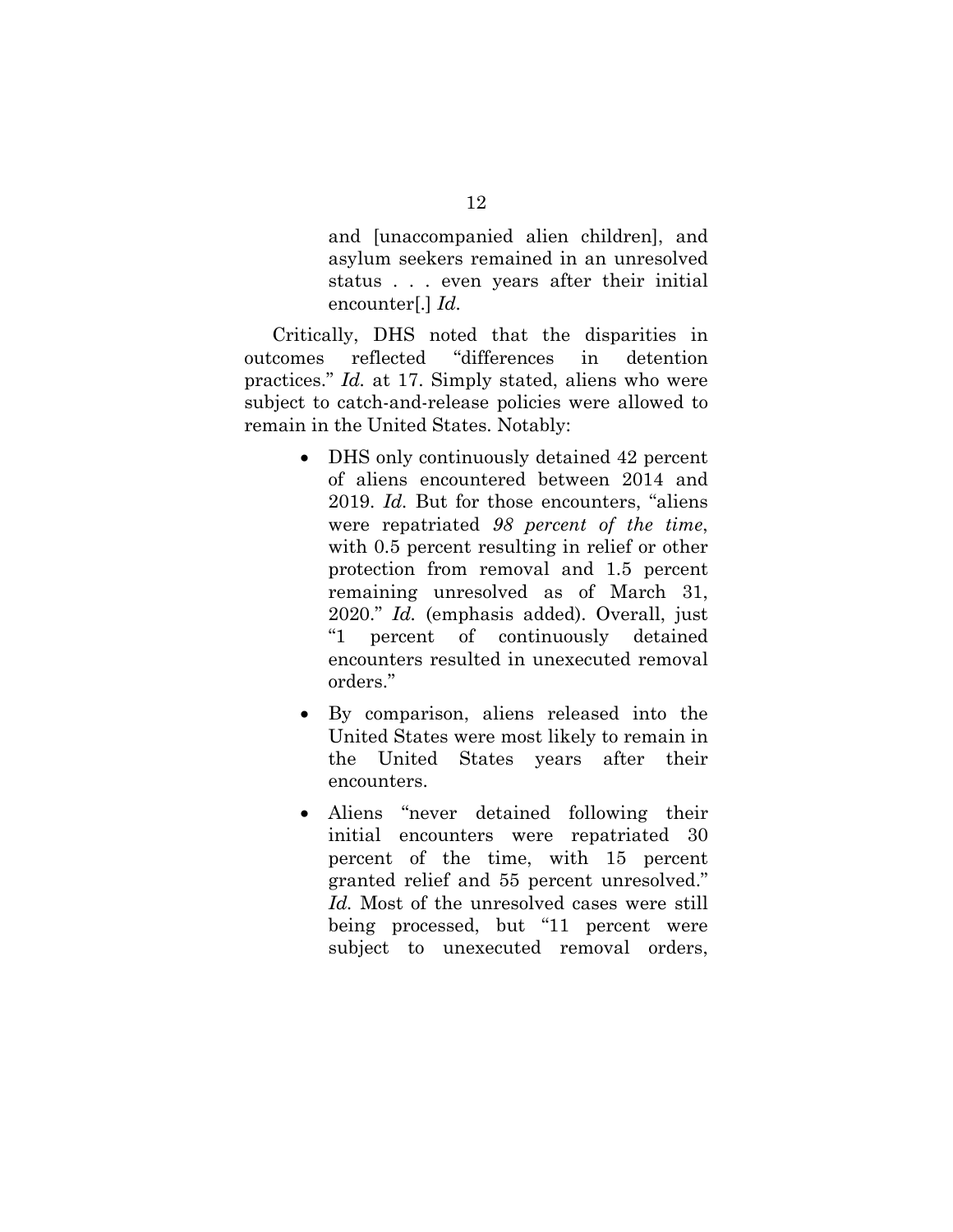> and [unaccompanied alien children], and asylum seekers remained in an unresolved status . . . even years after their initial encounter[.] *Id.*

Critically, DHS noted that the disparities in outcomes reflected "differences in detention practices." *Id.* at 17. Simply stated, aliens who were subject to catch-and-release policies were allowed to remain in the United States. Notably:

- DHS only continuously detained 42 percent of aliens encountered between 2014 and 2019. *Id.* But for those encounters, "aliens were repatriated *98 percent of the time*, with 0.5 percent resulting in relief or other protection from removal and 1.5 percent remaining unresolved as of March 31, 2020." *Id.* (emphasis added). Overall, just "1 percent of continuously detained encounters resulted in unexecuted removal orders."
- By comparison, aliens released into the United States were most likely to remain in the United States years after their encounters.
- Aliens "never detained following their initial encounters were repatriated 30 percent of the time, with 15 percent granted relief and 55 percent unresolved." *Id.* Most of the unresolved cases were still being processed, but "11 percent were subject to unexecuted removal orders,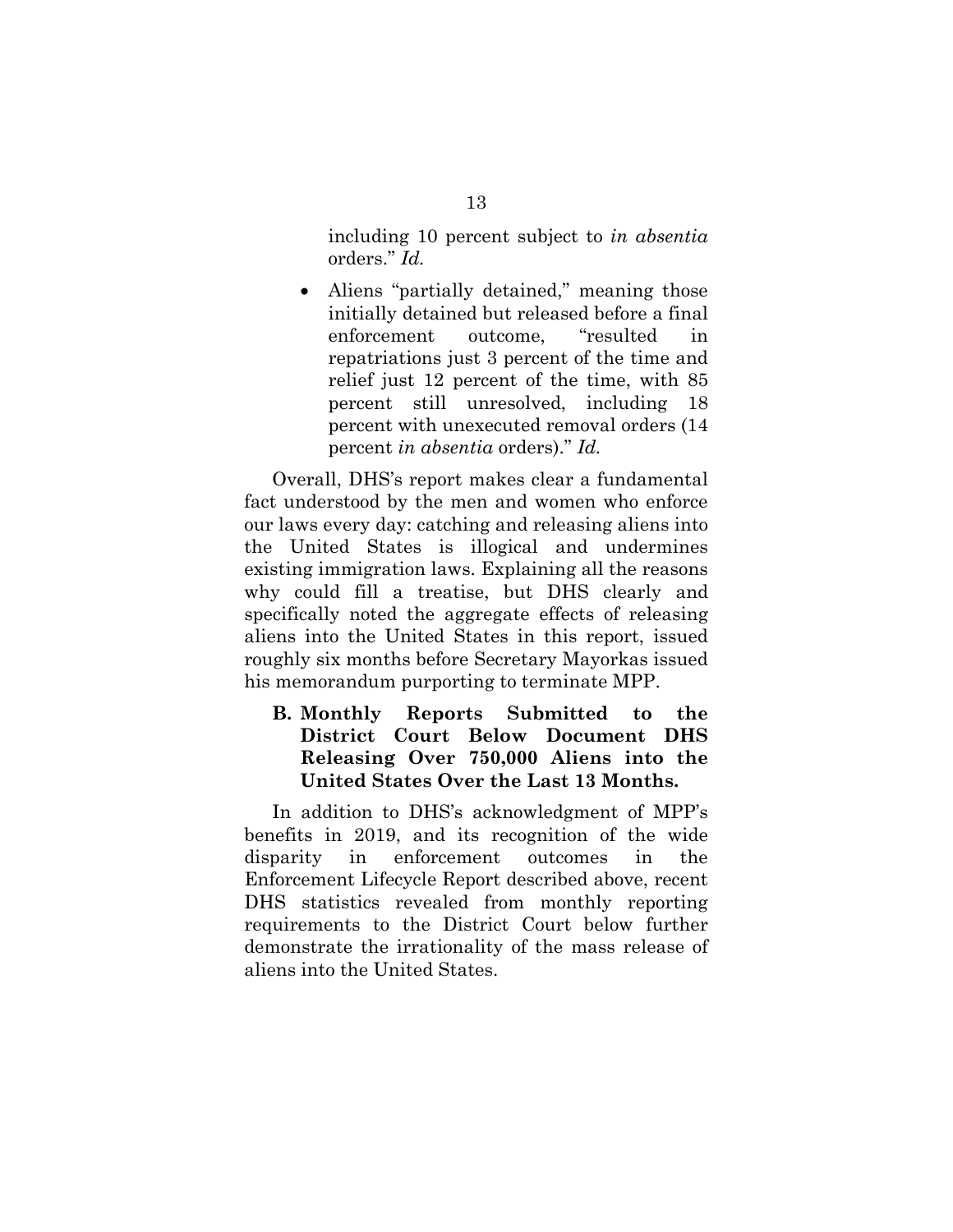including 10 percent subject to *in absentia* orders." *Id.*

- Aliens "partially detained," meaning those initially detained but released before a final enforcement outcome, "resulted in repatriations just 3 percent of the time and relief just 12 percent of the time, with 85 percent still unresolved, including 18 percent with unexecuted removal orders (14 percent *in absentia* orders)." *Id.*

Overall, DHS's report makes clear a fundamental fact understood by the men and women who enforce our laws every day: catching and releasing aliens into the United States is illogical and undermines existing immigration laws. Explaining all the reasons why could fill a treatise, but DHS clearly and specifically noted the aggregate effects of releasing aliens into the United States in this report, issued roughly six months before Secretary Mayorkas issued his memorandum purporting to terminate MPP.

### B. Monthly Reports Submitted to the District Court Below Document DHS Releasing Over 750,000 Aliens into the United States Over the Last 13 Months.

In addition to DHS's acknowledgment of MPP's benefits in 2019, and its recognition of the wide disparity in enforcement outcomes in the Enforcement Lifecycle Report described above, recent DHS statistics revealed from monthly reporting requirements to the District Court below further demonstrate the irrationality of the mass release of aliens into the United States.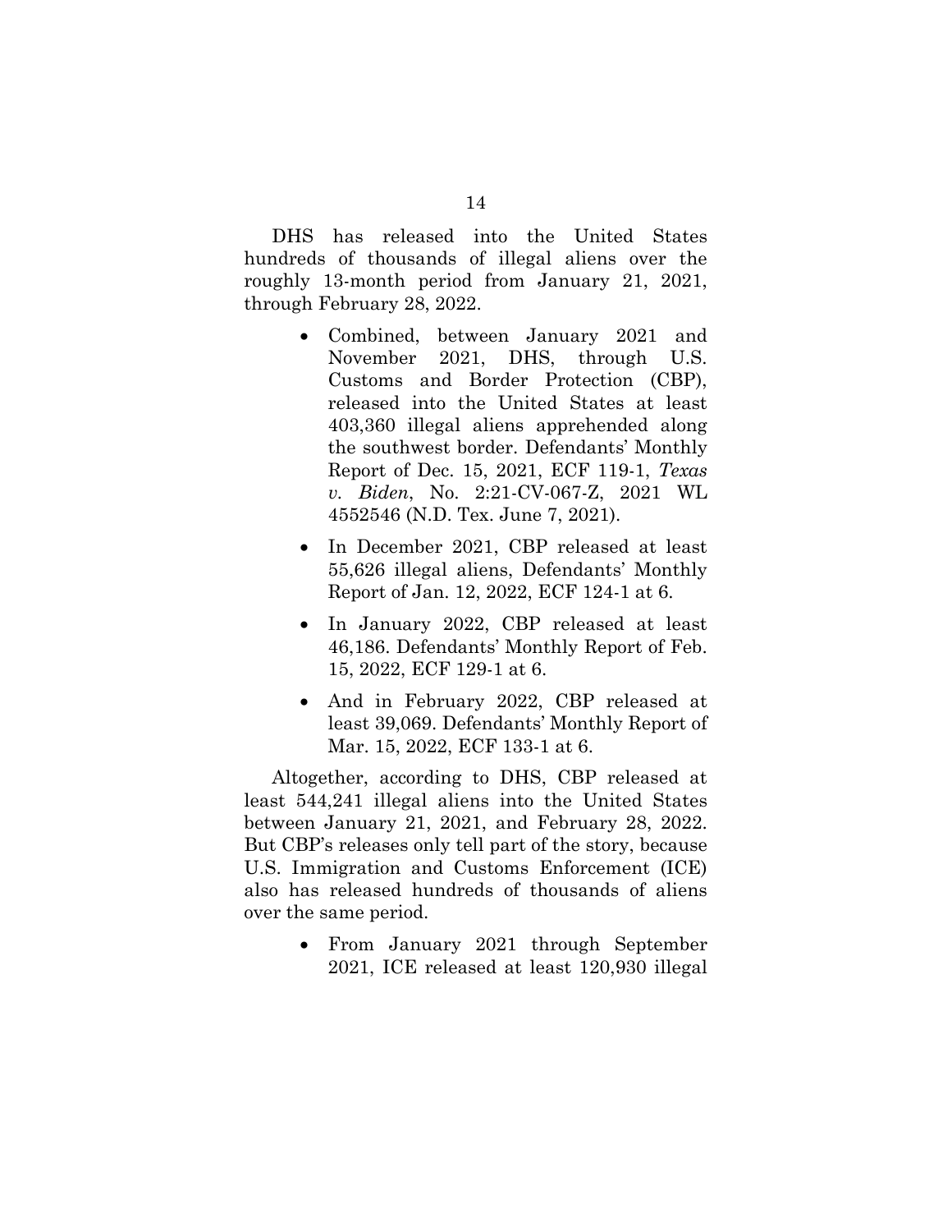DHS has released into the United States hundreds of thousands of illegal aliens over the roughly 13-month period from January 21, 2021, through February 28, 2022.

- Combined, between January 2021 and November 2021, DHS, through U.S. Customs and Border Protection (CBP), released into the United States at least 403,360 illegal aliens apprehended along the southwest border. Defendants' Monthly Report of Dec. 15, 2021, ECF 119-1, *Texas v. Biden*, No. 2:21-CV-067-Z, 2021 WL 4552546 (N.D. Tex. June 7, 2021).
- In December 2021, CBP released at least 55,626 illegal aliens, Defendants' Monthly Report of Jan. 12, 2022, ECF 124-1 at 6.
- In January 2022, CBP released at least 46,186. Defendants' Monthly Report of Feb. 15, 2022, ECF 129-1 at 6.
- And in February 2022, CBP released at least 39,069. Defendants' Monthly Report of Mar. 15, 2022, ECF 133-1 at 6.

Altogether, according to DHS, CBP released at least 544,241 illegal aliens into the United States between January 21, 2021, and February 28, 2022. But CBP's releases only tell part of the story, because U.S. Immigration and Customs Enforcement (ICE) also has released hundreds of thousands of aliens over the same period.

- From January 2021 through September 2021, ICE released at least 120,930 illegal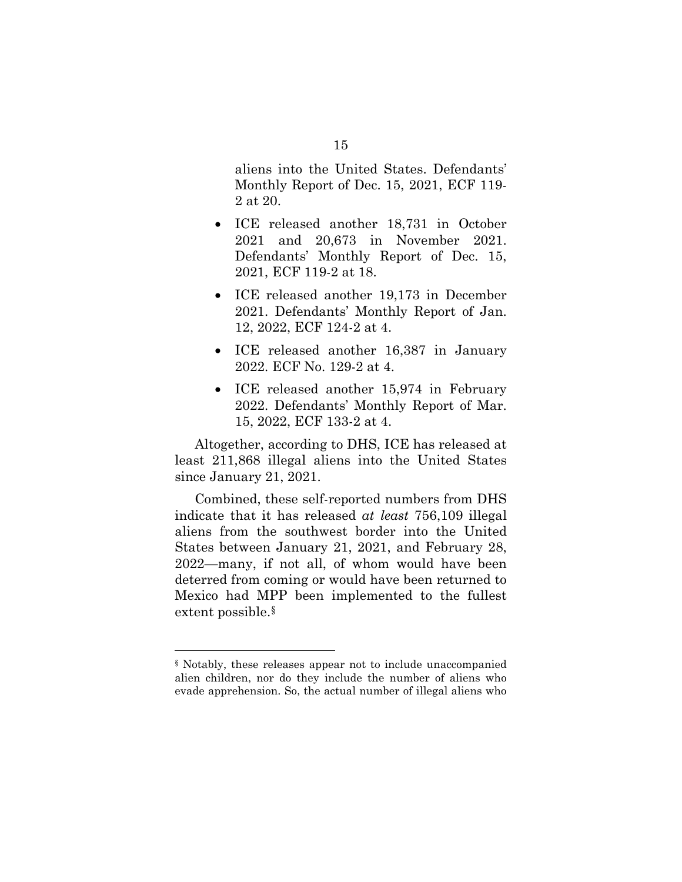aliens into the United States. Defendants' Monthly Report of Dec. 15, 2021, ECF 119-2 at 20.

- ICE released another 18,731 in October 2021 and 20,673 in November 2021. Defendants' Monthly Report of Dec. 15, 2021, ECF 119-2 at 18.
- ICE released another 19,173 in December 2021. Defendants' Monthly Report of Jan. 12, 2022, ECF 124-2 at 4.
- ICE released another 16,387 in January 2022. ECF No. 129-2 at 4.
- ICE released another 15,974 in February 2022. Defendants' Monthly Report of Mar. 15, 2022, ECF 133-2 at 4.

Altogether, according to DHS, ICE has released at least 211,868 illegal aliens into the United States since January 21, 2021.

Combined, these self-reported numbers from DHS indicate that it has released *at least* 756,109 illegal aliens from the southwest border into the United States between January 21, 2021, and February 28, 2022—many, if not all, of whom would have been deterred from coming or would have been returned to Mexico had MPP been implemented to the fullest extent possible.[§]

---

[§] Notably, these releases appear not to include unaccompanied alien children, nor do they include the number of aliens who evade apprehension. So, the actual number of illegal aliens who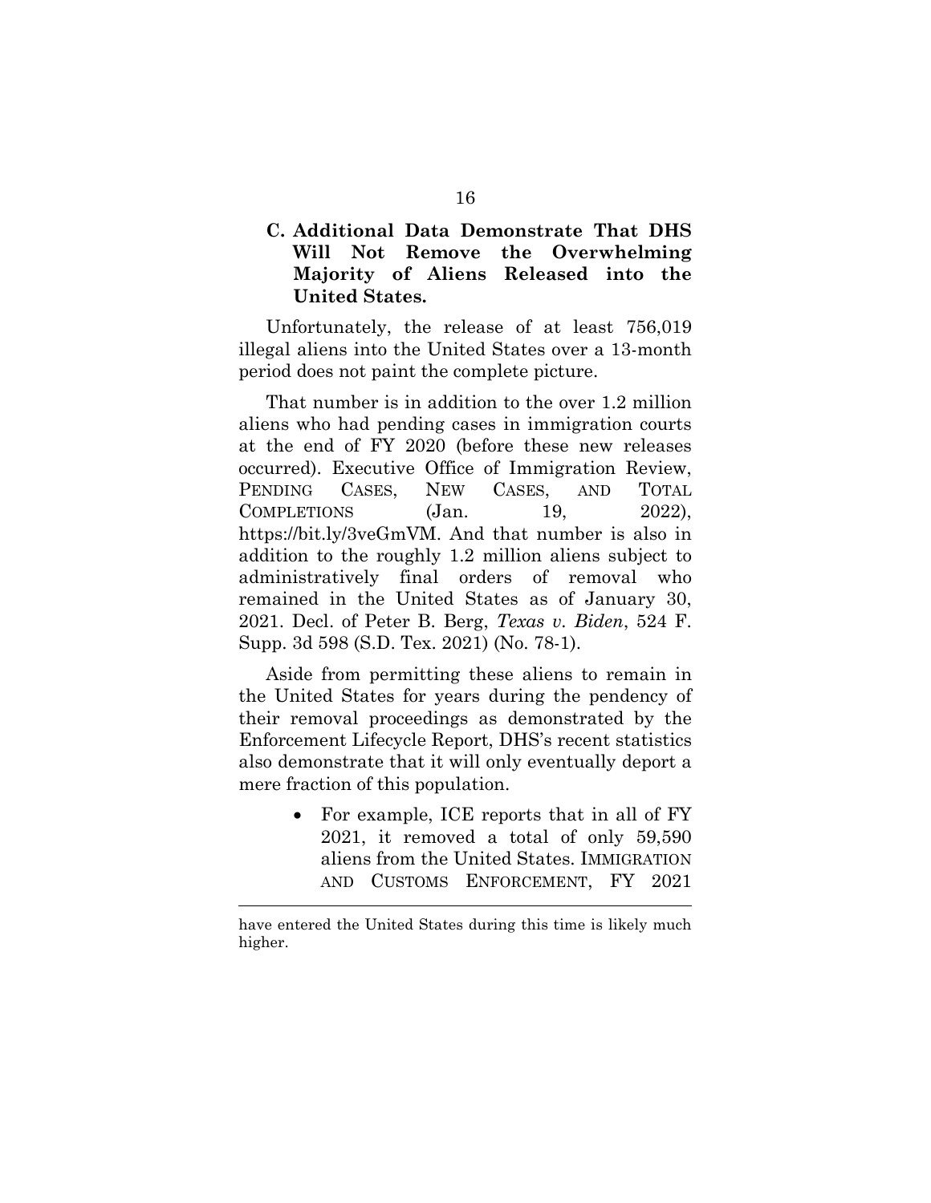### C. Additional Data Demonstrate That DHS Will Not Remove the Overwhelming Majority of Aliens Released into the United States.

Unfortunately, the release of at least 756,019 illegal aliens into the United States over a 13-month period does not paint the complete picture.

That number is in addition to the over 1.2 million aliens who had pending cases in immigration courts at the end of FY 2020 (before these new releases occurred). Executive Office of Immigration Review, PENDING CASES, NEW CASES, AND TOTAL COMPLETIONS (Jan. 19, 2022), https://bit.ly/3veGmVM. And that number is also in addition to the roughly 1.2 million aliens subject to administratively final orders of removal who remained in the United States as of January 30, 2021. Decl. of Peter B. Berg, *Texas v. Biden*, 524 F. Supp. 3d 598 (S.D. Tex. 2021) (No. 78-1).

Aside from permitting these aliens to remain in the United States for years during the pendency of their removal proceedings as demonstrated by the Enforcement Lifecycle Report, DHS's recent statistics also demonstrate that it will only eventually deport a mere fraction of this population.

- For example, ICE reports that in all of FY 2021, it removed a total of only 59,590 aliens from the United States. IMMIGRATION AND CUSTOMS ENFORCEMENT, FY 2021

---

have entered the United States during this time is likely much higher.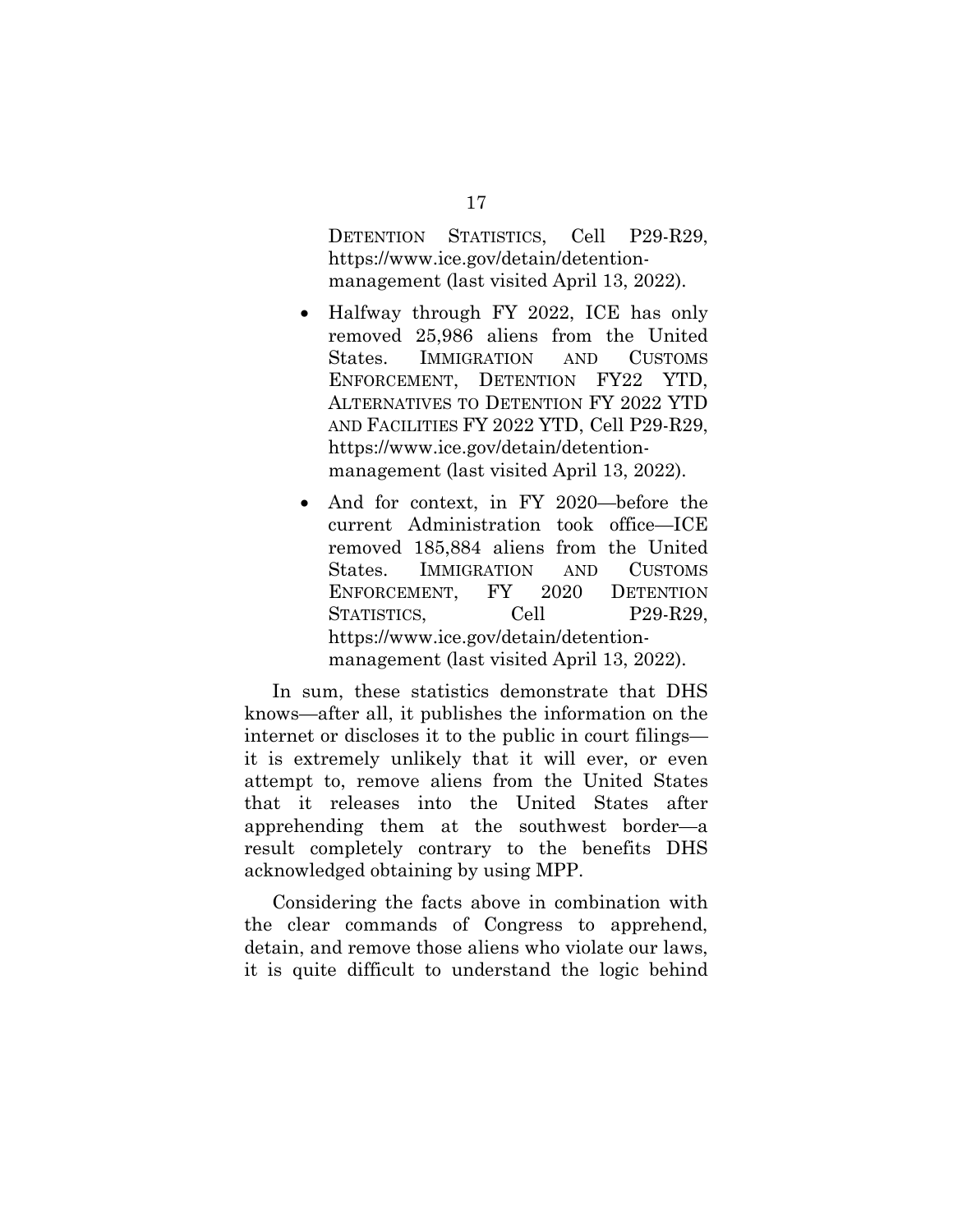DETENTION STATISTICS, Cell P29-R29, https://www.ice.gov/detain/detention-management (last visited April 13, 2022).

- Halfway through FY 2022, ICE has only removed 25,986 aliens from the United States. IMMIGRATION AND CUSTOMS ENFORCEMENT, DETENTION FY22 YTD, ALTERNATIVES TO DETENTION FY 2022 YTD AND FACILITIES FY 2022 YTD, Cell P29-R29, https://www.ice.gov/detain/detention-management (last visited April 13, 2022).
- And for context, in FY 2020—before the current Administration took office—ICE removed 185,884 aliens from the United States. IMMIGRATION AND CUSTOMS ENFORCEMENT, FY 2020 DETENTION STATISTICS, Cell P29-R29, https://www.ice.gov/detain/detention-management (last visited April 13, 2022).

In sum, these statistics demonstrate that DHS knows—after all, it publishes the information on the internet or discloses it to the public in court filings—it is extremely unlikely that it will ever, or even attempt to, remove aliens from the United States that it releases into the United States after apprehending them at the southwest border—a result completely contrary to the benefits DHS acknowledged obtaining by using MPP.

Considering the facts above in combination with the clear commands of Congress to apprehend, detain, and remove those aliens who violate our laws, it is quite difficult to understand the logic behind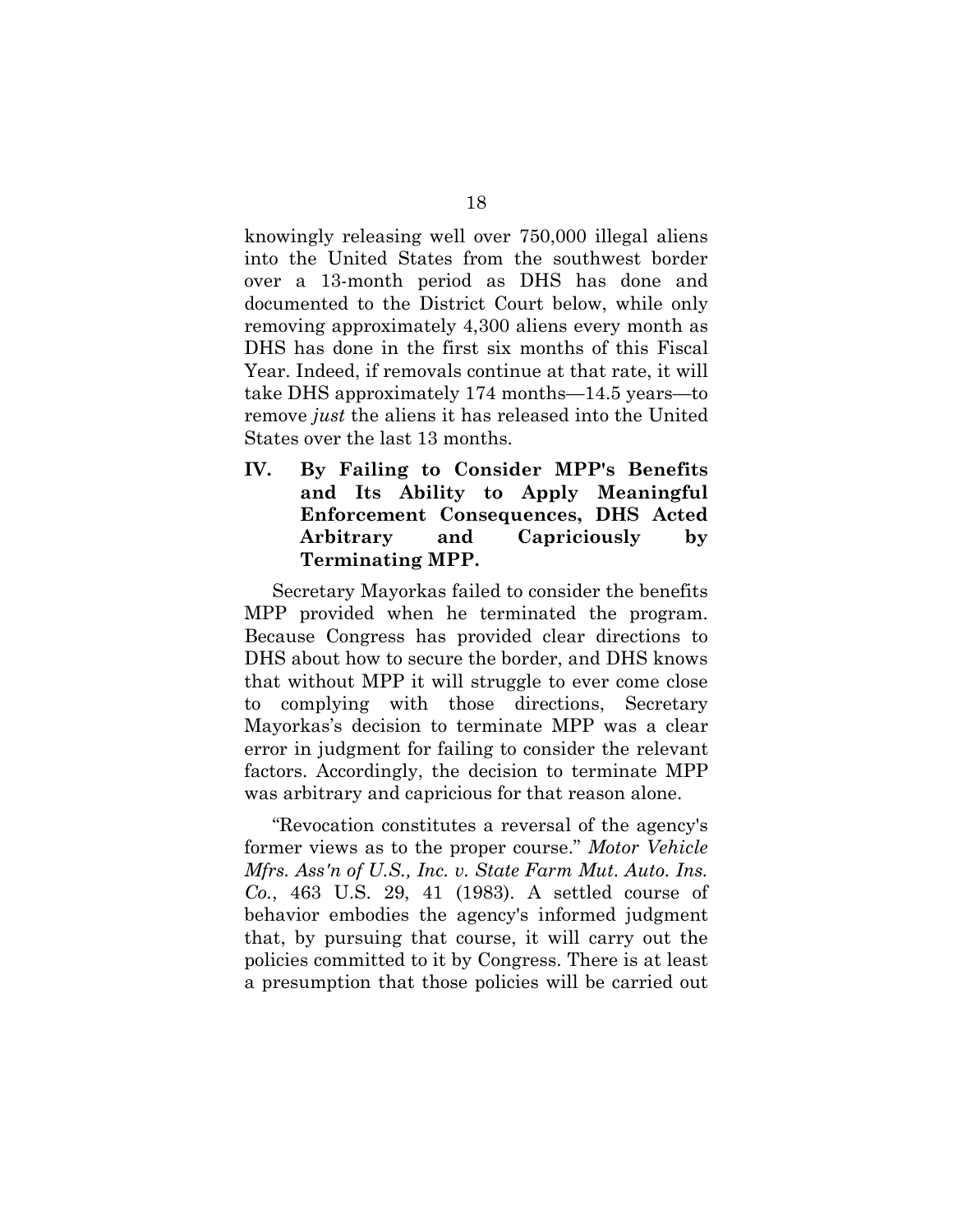knowingly releasing well over 750,000 illegal aliens into the United States from the southwest border over a 13-month period as DHS has done and documented to the District Court below, while only removing approximately 4,300 aliens every month as DHS has done in the first six months of this Fiscal Year. Indeed, if removals continue at that rate, it will take DHS approximately 174 months—14.5 years—to remove *just* the aliens it has released into the United States over the last 13 months.

## IV. By Failing to Consider MPP's Benefits and Its Ability to Apply Meaningful Enforcement Consequences, DHS Acted Arbitrary and Capriciously by Terminating MPP.

Secretary Mayorkas failed to consider the benefits MPP provided when he terminated the program. Because Congress has provided clear directions to DHS about how to secure the border, and DHS knows that without MPP it will struggle to ever come close to complying with those directions, Secretary Mayorkas's decision to terminate MPP was a clear error in judgment for failing to consider the relevant factors. Accordingly, the decision to terminate MPP was arbitrary and capricious for that reason alone.

"Revocation constitutes a reversal of the agency's former views as to the proper course." *Motor Vehicle Mfrs. Ass'n of U.S., Inc. v. State Farm Mut. Auto. Ins. Co.*, 463 U.S. 29, 41 (1983). A settled course of behavior embodies the agency's informed judgment that, by pursuing that course, it will carry out the policies committed to it by Congress. There is at least a presumption that those policies will be carried out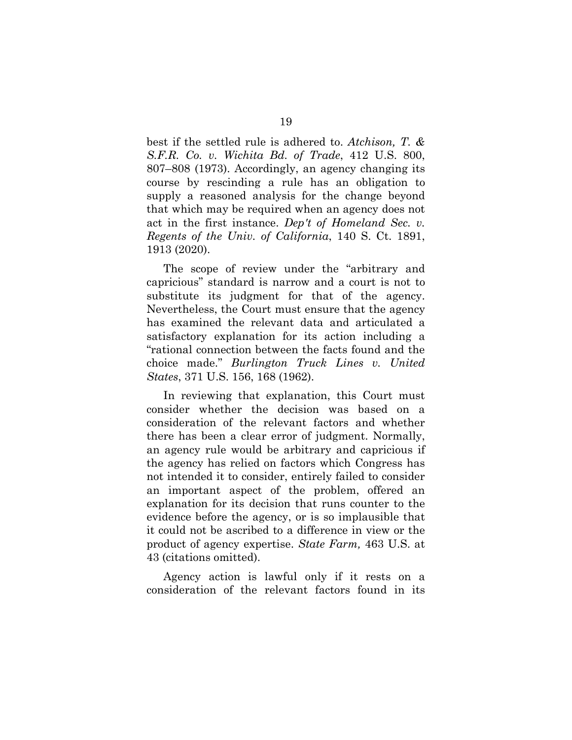best if the settled rule is adhered to. *Atchison, T. & S.F.R. Co. v. Wichita Bd. of Trade*, 412 U.S. 800, 807–808 (1973). Accordingly, an agency changing its course by rescinding a rule has an obligation to supply a reasoned analysis for the change beyond that which may be required when an agency does not act in the first instance. *Dep't of Homeland Sec. v. Regents of the Univ. of California*, 140 S. Ct. 1891, 1913 (2020).

The scope of review under the "arbitrary and capricious" standard is narrow and a court is not to substitute its judgment for that of the agency. Nevertheless, the Court must ensure that the agency has examined the relevant data and articulated a satisfactory explanation for its action including a "rational connection between the facts found and the choice made." *Burlington Truck Lines v. United States*, 371 U.S. 156, 168 (1962).

In reviewing that explanation, this Court must consider whether the decision was based on a consideration of the relevant factors and whether there has been a clear error of judgment. Normally, an agency rule would be arbitrary and capricious if the agency has relied on factors which Congress has not intended it to consider, entirely failed to consider an important aspect of the problem, offered an explanation for its decision that runs counter to the evidence before the agency, or is so implausible that it could not be ascribed to a difference in view or the product of agency expertise. *State Farm,* 463 U.S. at 43 (citations omitted).

Agency action is lawful only if it rests on a consideration of the relevant factors found in its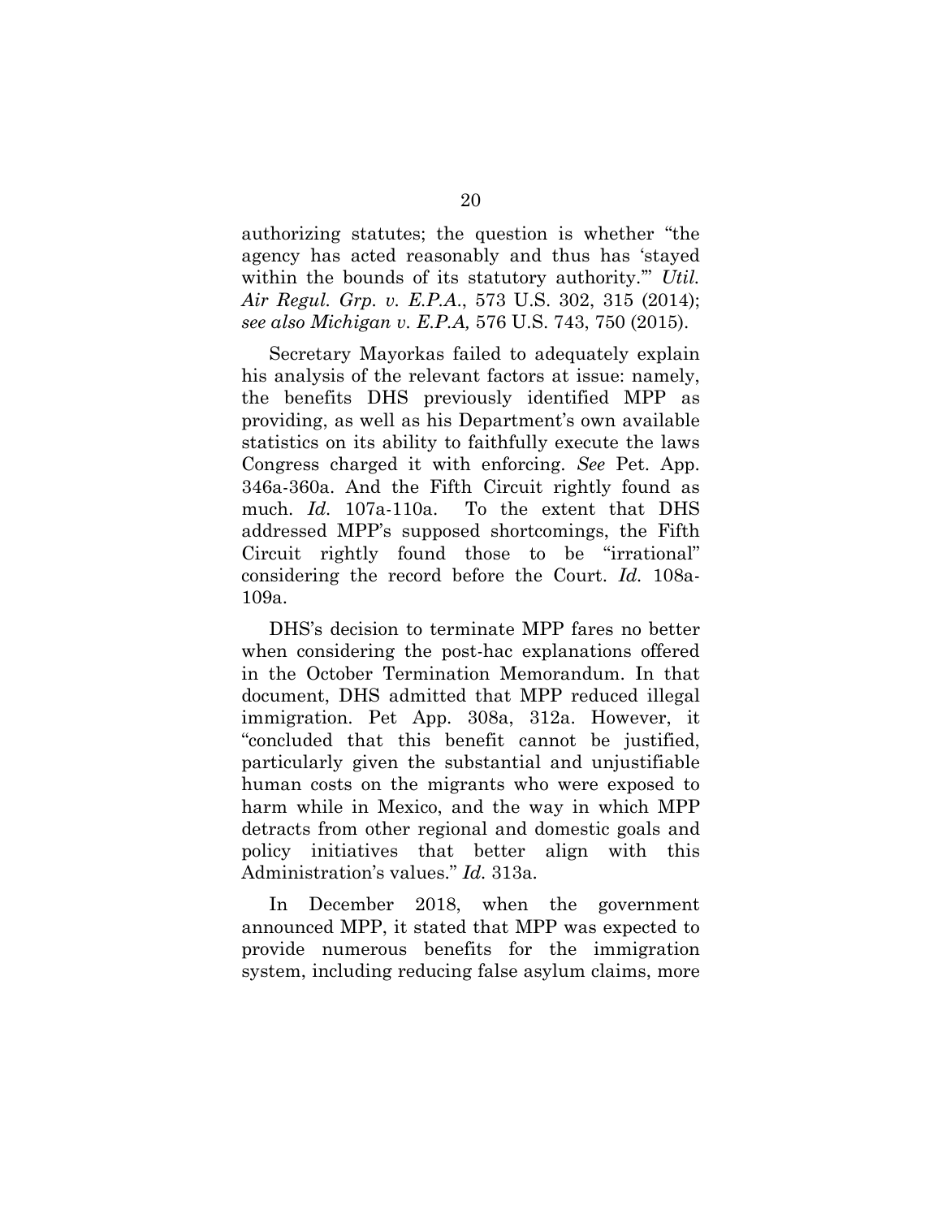authorizing statutes; the question is whether "the agency has acted reasonably and thus has 'stayed within the bounds of its statutory authority.'" *Util. Air Regul. Grp. v. E.P.A.*, 573 U.S. 302, 315 (2014); *see also Michigan v. E.P.A,* 576 U.S. 743, 750 (2015).

Secretary Mayorkas failed to adequately explain his analysis of the relevant factors at issue: namely, the benefits DHS previously identified MPP as providing, as well as his Department's own available statistics on its ability to faithfully execute the laws Congress charged it with enforcing. *See* Pet. App. 346a-360a. And the Fifth Circuit rightly found as much. *Id.* 107a-110a. To the extent that DHS addressed MPP's supposed shortcomings, the Fifth Circuit rightly found those to be "irrational" considering the record before the Court. *Id.* 108a-109a.

DHS's decision to terminate MPP fares no better when considering the post-hac explanations offered in the October Termination Memorandum. In that document, DHS admitted that MPP reduced illegal immigration. Pet App. 308a, 312a. However, it "concluded that this benefit cannot be justified, particularly given the substantial and unjustifiable human costs on the migrants who were exposed to harm while in Mexico, and the way in which MPP detracts from other regional and domestic goals and policy initiatives that better align with this Administration's values." *Id.* 313a.

In December 2018, when the government announced MPP, it stated that MPP was expected to provide numerous benefits for the immigration system, including reducing false asylum claims, more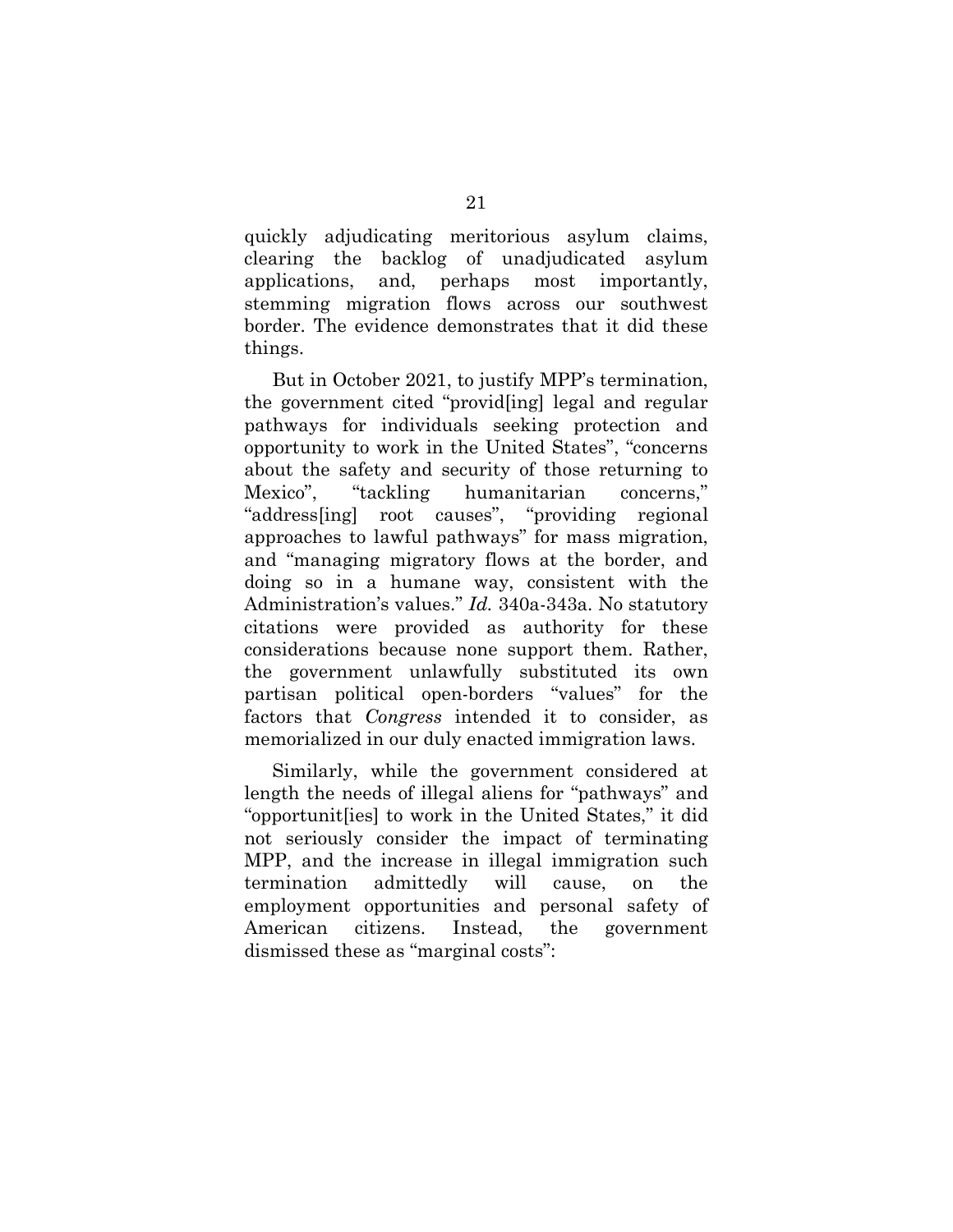quickly adjudicating meritorious asylum claims, clearing the backlog of unadjudicated asylum applications, and, perhaps most importantly, stemming migration flows across our southwest border. The evidence demonstrates that it did these things.

But in October 2021, to justify MPP's termination, the government cited "provid[ing] legal and regular pathways for individuals seeking protection and opportunity to work in the United States", "concerns about the safety and security of those returning to Mexico", "tackling humanitarian concerns," "address[ing] root causes", "providing regional approaches to lawful pathways" for mass migration, and "managing migratory flows at the border, and doing so in a humane way, consistent with the Administration's values." *Id.* 340a-343a. No statutory citations were provided as authority for these considerations because none support them. Rather, the government unlawfully substituted its own partisan political open-borders "values" for the factors that *Congress* intended it to consider, as memorialized in our duly enacted immigration laws.

Similarly, while the government considered at length the needs of illegal aliens for "pathways" and "opportunit[ies] to work in the United States," it did not seriously consider the impact of terminating MPP, and the increase in illegal immigration such termination admittedly will cause, on the employment opportunities and personal safety of American citizens. Instead, the government dismissed these as "marginal costs":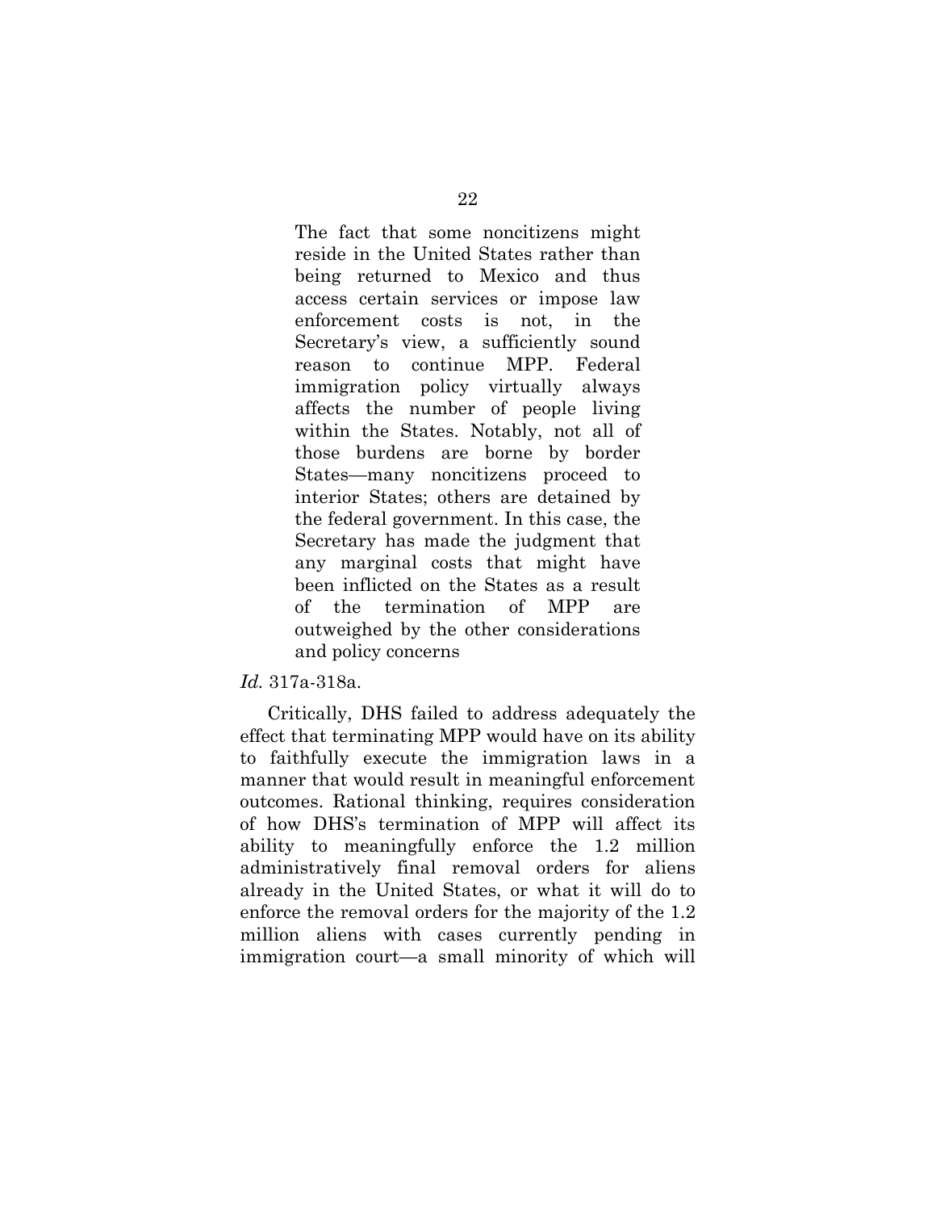> The fact that some noncitizens might reside in the United States rather than being returned to Mexico and thus access certain services or impose law enforcement costs is not, in the Secretary's view, a sufficiently sound reason to continue MPP. Federal immigration policy virtually always affects the number of people living within the States. Notably, not all of those burdens are borne by border States—many noncitizens proceed to interior States; others are detained by the federal government. In this case, the Secretary has made the judgment that any marginal costs that might have been inflicted on the States as a result of the termination of MPP are outweighed by the other considerations and policy concerns

*Id.* 317a-318a.

Critically, DHS failed to address adequately the effect that terminating MPP would have on its ability to faithfully execute the immigration laws in a manner that would result in meaningful enforcement outcomes. Rational thinking, requires consideration of how DHS's termination of MPP will affect its ability to meaningfully enforce the 1.2 million administratively final removal orders for aliens already in the United States, or what it will do to enforce the removal orders for the majority of the 1.2 million aliens with cases currently pending in immigration court—a small minority of which will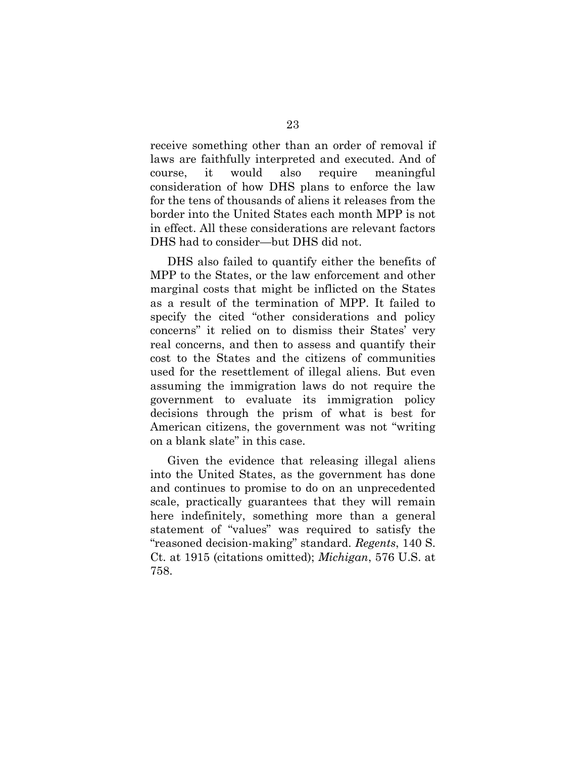receive something other than an order of removal if laws are faithfully interpreted and executed. And of course, it would also require meaningful consideration of how DHS plans to enforce the law for the tens of thousands of aliens it releases from the border into the United States each month MPP is not in effect. All these considerations are relevant factors DHS had to consider—but DHS did not.

DHS also failed to quantify either the benefits of MPP to the States, or the law enforcement and other marginal costs that might be inflicted on the States as a result of the termination of MPP. It failed to specify the cited "other considerations and policy concerns" it relied on to dismiss their States' very real concerns, and then to assess and quantify their cost to the States and the citizens of communities used for the resettlement of illegal aliens. But even assuming the immigration laws do not require the government to evaluate its immigration policy decisions through the prism of what is best for American citizens, the government was not "writing on a blank slate" in this case.

Given the evidence that releasing illegal aliens into the United States, as the government has done and continues to promise to do on an unprecedented scale, practically guarantees that they will remain here indefinitely, something more than a general statement of "values" was required to satisfy the "reasoned decision-making" standard. *Regents*, 140 S. Ct. at 1915 (citations omitted); *Michigan*, 576 U.S. at 758.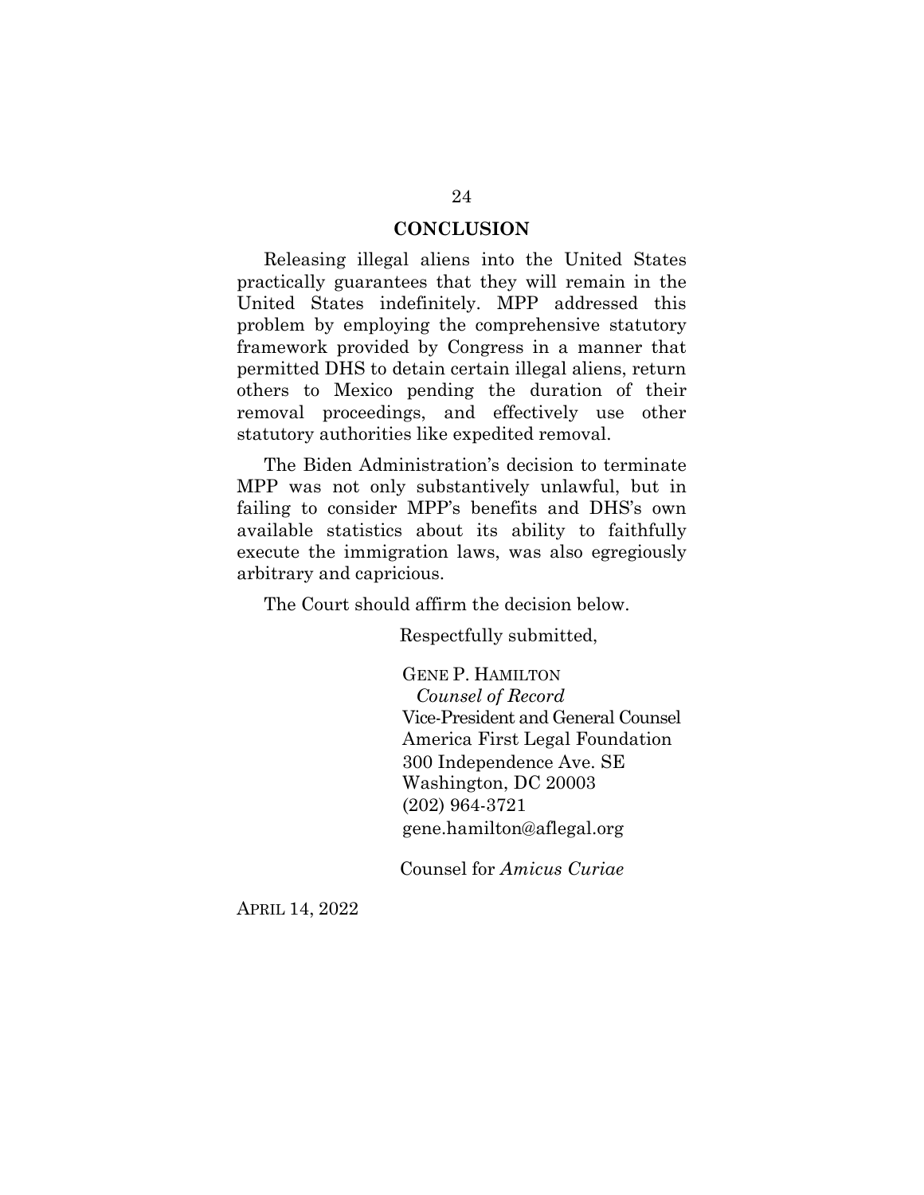## CONCLUSION

Releasing illegal aliens into the United States practically guarantees that they will remain in the United States indefinitely. MPP addressed this problem by employing the comprehensive statutory framework provided by Congress in a manner that permitted DHS to detain certain illegal aliens, return others to Mexico pending the duration of their removal proceedings, and effectively use other statutory authorities like expedited removal.

The Biden Administration's decision to terminate MPP was not only substantively unlawful, but in failing to consider MPP's benefits and DHS's own available statistics about its ability to faithfully execute the immigration laws, was also egregiously arbitrary and capricious.

The Court should affirm the decision below.

Respectfully submitted,

GENE P. HAMILTON
*Counsel of Record*
Vice-President and General Counsel
America First Legal Foundation
300 Independence Ave. SE
Washington, DC 20003
(202) 964-3721
gene.hamilton@aflegal.org

Counsel for *Amicus Curiae*

APRIL 14, 2022